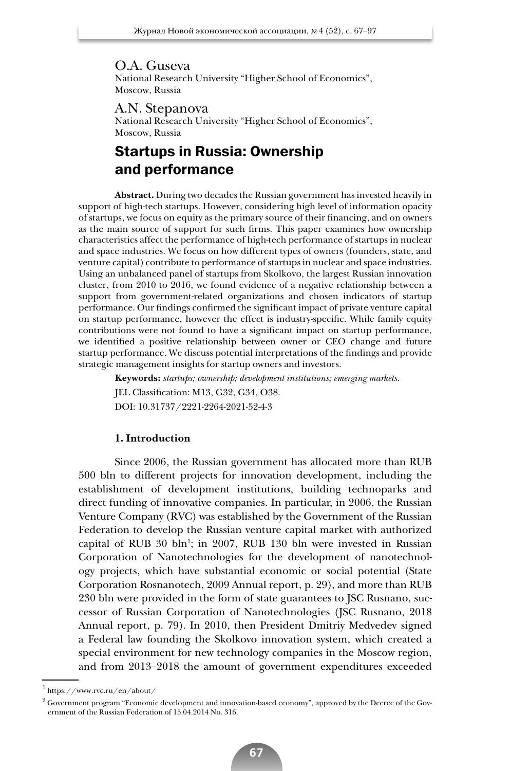O.A. Guseva
National Research University "Higher School of Economics", Moscow, Russia

A.N. Stepanova
National Research University "Higher School of Economics", Moscow, Russia

# Startups in Russia: Ownership and performance

**Abstract.** During two decades the Russian government has invested heavily in support of high-tech startups. However, considering high level of information opacity of startups, we focus on equity as the primary source of their financing, and on owners as the main source of support for such firms. This paper examines how ownership characteristics affect the performance of high-tech performance of startups in nuclear and space industries. We focus on how different types of owners (founders, state, and venture capital) contribute to performance of startups in nuclear and space industries. Using an unbalanced panel of startups from Skolkovo, the largest Russian innovation cluster, from 2010 to 2016, we found evidence of a negative relationship between a support from government-related organizations and chosen indicators of startup performance. Our findings confirmed the significant impact of private venture capital on startup performance, however the effect is industry-specific. While family equity contributions were not found to have a significant impact on startup performance, we identified a positive relationship between owner or CEO change and future startup performance. We discuss potential interpretations of the findings and provide strategic management insights for startup owners and investors.

**Keywords:** *startups; ownership; development institutions; emerging markets.*

JEL Classification: M13, G32, G34, O38.

DOI: 10.31737/2221-2264-2021-52-4-3

## 1. Introduction

Since 2006, the Russian government has allocated more than RUB 500 bln to different projects for innovation development, including the establishment of development institutions, building technoparks and direct funding of innovative companies. In particular, in 2006, the Russian Venture Company (RVC) was established by the Government of the Russian Federation to develop the Russian venture capital market with authorized capital of RUB 30 bln[1]; in 2007, RUB 130 bln were invested in Russian Corporation of Nanotechnologies for the development of nanotechnology projects, which have substantial economic or social potential (State Corporation Rosnanotech, 2009 Annual report, p. 29), and more than RUB 230 bln were provided in the form of state guarantees to JSC Rusnano, successor of Russian Corporation of Nanotechnologies (JSC Rusnano, 2018 Annual report, p. 79). In 2010, then President Dmitriy Medvedev signed a Federal law founding the Skolkovo innovation system, which created a special environment for new technology companies in the Moscow region, and from 2013–2018 the amount of government expenditures exceeded

[1] https://www.rvc.ru/en/about/

[2] Government program "Economic development and innovation-based economy", approved by the Decree of the Government of the Russian Federation of 15.04.2014 No. 316.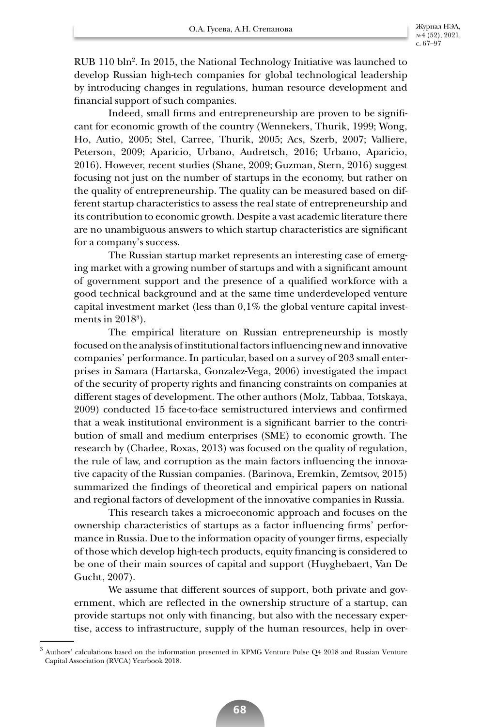RUB 110 bln[2]. In 2015, the National Technology Initiative was launched to develop Russian high-tech companies for global technological leadership by introducing changes in regulations, human resource development and financial support of such companies.

Indeed, small firms and entrepreneurship are proven to be significant for economic growth of the country (Wennekers, Thurik, 1999; Wong, Ho, Autio, 2005; Stel, Carree, Thurik, 2005; Acs, Szerb, 2007; Valliere, Peterson, 2009; Aparicio, Urbano, Audretsch, 2016; Urbano, Aparicio, 2016). However, recent studies (Shane, 2009; Guzman, Stern, 2016) suggest focusing not just on the number of startups in the economy, but rather on the quality of entrepreneurship. The quality can be measured based on different startup characteristics to assess the real state of entrepreneurship and its contribution to economic growth. Despite a vast academic literature there are no unambiguous answers to which startup characteristics are significant for a company's success.

The Russian startup market represents an interesting case of emerging market with a growing number of startups and with a significant amount of government support and the presence of a qualified workforce with a good technical background and at the same time underdeveloped venture capital investment market (less than 0,1% the global venture capital investments in 2018[3]).

The empirical literature on Russian entrepreneurship is mostly focused on the analysis of institutional factors influencing new and innovative companies' performance. In particular, based on a survey of 203 small enterprises in Samara (Hartarska, Gonzalez-Vega, 2006) investigated the impact of the security of property rights and financing constraints on companies at different stages of development. The other authors (Molz, Tabbaa, Totskaya, 2009) conducted 15 face-to-face semistructured interviews and confirmed that a weak institutional environment is a significant barrier to the contribution of small and medium enterprises (SME) to economic growth. The research by (Chadee, Roxas, 2013) was focused on the quality of regulation, the rule of law, and corruption as the main factors influencing the innovative capacity of the Russian companies. (Barinova, Eremkin, Zemtsov, 2015) summarized the findings of theoretical and empirical papers on national and regional factors of development of the innovative companies in Russia.

This research takes a microeconomic approach and focuses on the ownership characteristics of startups as a factor influencing firms' performance in Russia. Due to the information opacity of younger firms, especially of those which develop high-tech products, equity financing is considered to be one of their main sources of capital and support (Huyghebaert, Van De Gucht, 2007).

We assume that different sources of support, both private and government, which are reflected in the ownership structure of a startup, can provide startups not only with financing, but also with the necessary expertise, access to infrastructure, supply of the human resources, help in over-

---

[3] Authors' calculations based on the information presented in KPMG Venture Pulse Q4 2018 and Russian Venture Capital Association (RVCA) Yearbook 2018.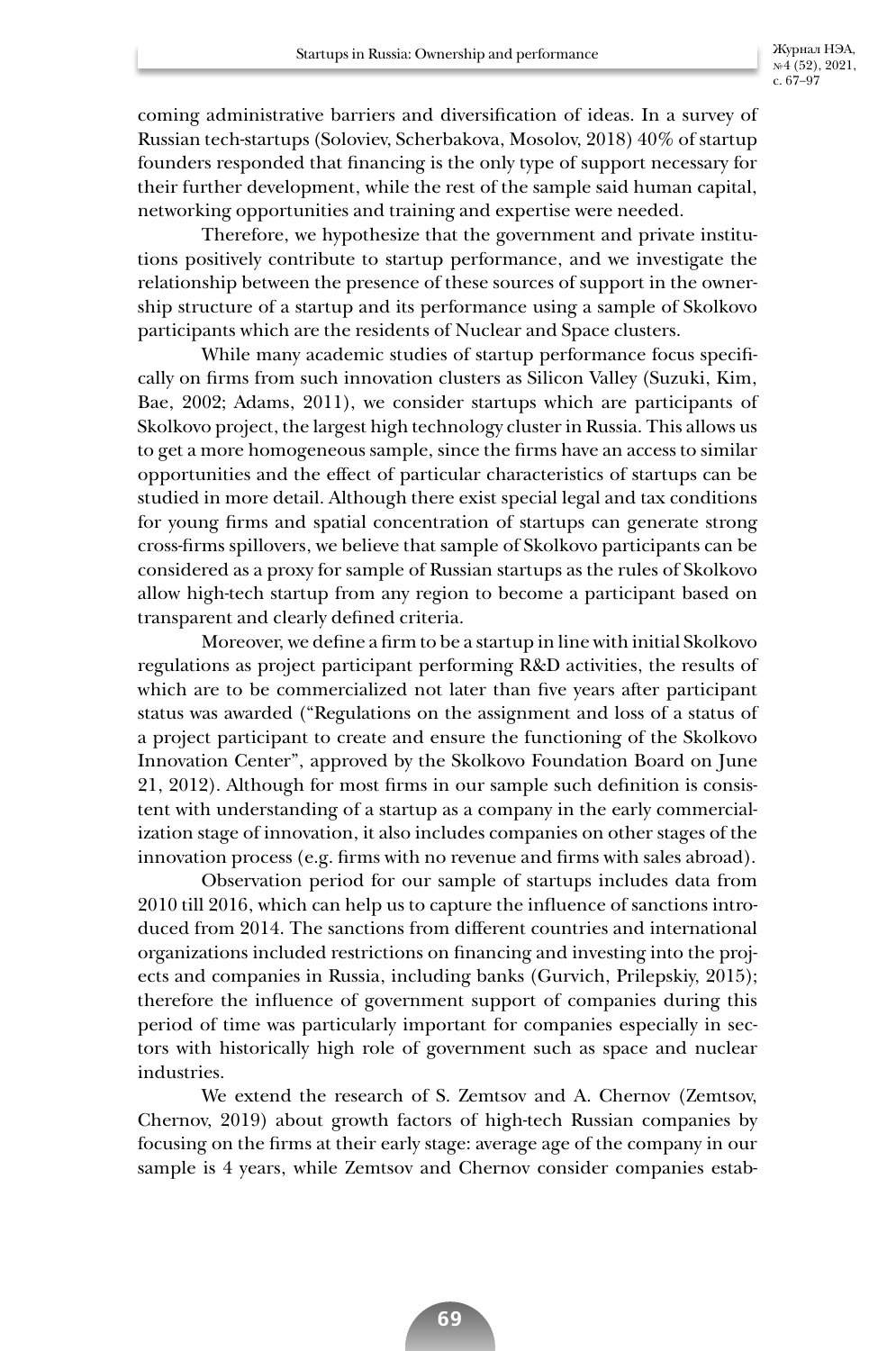coming administrative barriers and diversification of ideas. In a survey of Russian tech-startups (Soloviev, Scherbakova, Mosolov, 2018) 40% of startup founders responded that financing is the only type of support necessary for their further development, while the rest of the sample said human capital, networking opportunities and training and expertise were needed.

Therefore, we hypothesize that the government and private institutions positively contribute to startup performance, and we investigate the relationship between the presence of these sources of support in the ownership structure of a startup and its performance using a sample of Skolkovo participants which are the residents of Nuclear and Space clusters.

While many academic studies of startup performance focus specifically on firms from such innovation clusters as Silicon Valley (Suzuki, Kim, Bae, 2002; Adams, 2011), we consider startups which are participants of Skolkovo project, the largest high technology cluster in Russia. This allows us to get a more homogeneous sample, since the firms have an access to similar opportunities and the effect of particular characteristics of startups can be studied in more detail. Although there exist special legal and tax conditions for young firms and spatial concentration of startups can generate strong cross-firms spillovers, we believe that sample of Skolkovo participants can be considered as a proxy for sample of Russian startups as the rules of Skolkovo allow high-tech startup from any region to become a participant based on transparent and clearly defined criteria.

Moreover, we define a firm to be a startup in line with initial Skolkovo regulations as project participant performing R&D activities, the results of which are to be commercialized not later than five years after participant status was awarded ("Regulations on the assignment and loss of a status of a project participant to create and ensure the functioning of the Skolkovo Innovation Center", approved by the Skolkovo Foundation Board on June 21, 2012). Although for most firms in our sample such definition is consistent with understanding of a startup as a company in the early commercialization stage of innovation, it also includes companies on other stages of the innovation process (e.g. firms with no revenue and firms with sales abroad).

Observation period for our sample of startups includes data from 2010 till 2016, which can help us to capture the influence of sanctions introduced from 2014. The sanctions from different countries and international organizations included restrictions on financing and investing into the projects and companies in Russia, including banks (Gurvich, Prilepskiy, 2015); therefore the influence of government support of companies during this period of time was particularly important for companies especially in sectors with historically high role of government such as space and nuclear industries.

We extend the research of S. Zemtsov and A. Chernov (Zemtsov, Chernov, 2019) about growth factors of high-tech Russian companies by focusing on the firms at their early stage: average age of the company in our sample is 4 years, while Zemtsov and Chernov consider companies estab-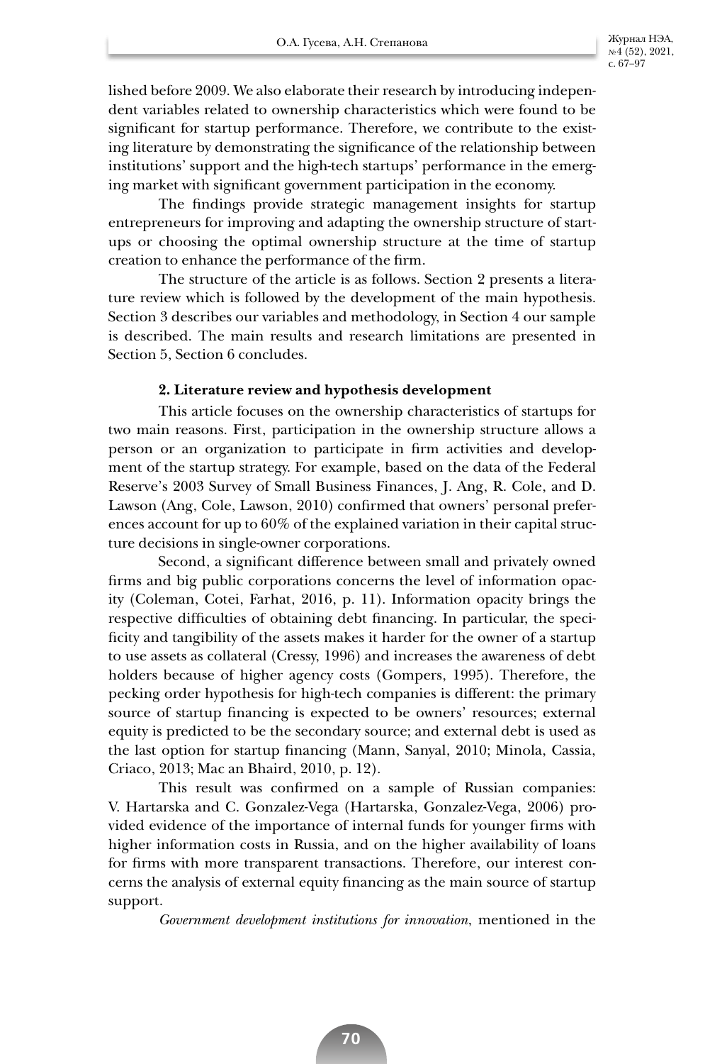lished before 2009. We also elaborate their research by introducing independent variables related to ownership characteristics which were found to be significant for startup performance. Therefore, we contribute to the existing literature by demonstrating the significance of the relationship between institutions' support and the high-tech startups' performance in the emerging market with significant government participation in the economy.

The findings provide strategic management insights for startup entrepreneurs for improving and adapting the ownership structure of startups or choosing the optimal ownership structure at the time of startup creation to enhance the performance of the firm.

The structure of the article is as follows. Section 2 presents a literature review which is followed by the development of the main hypothesis. Section 3 describes our variables and methodology, in Section 4 our sample is described. The main results and research limitations are presented in Section 5, Section 6 concludes.

## 2. Literature review and hypothesis development

This article focuses on the ownership characteristics of startups for two main reasons. First, participation in the ownership structure allows a person or an organization to participate in firm activities and development of the startup strategy. For example, based on the data of the Federal Reserve's 2003 Survey of Small Business Finances, J. Ang, R. Cole, and D. Lawson (Ang, Cole, Lawson, 2010) confirmed that owners' personal preferences account for up to 60% of the explained variation in their capital structure decisions in single-owner corporations.

Second, a significant difference between small and privately owned firms and big public corporations concerns the level of information opacity (Coleman, Cotei, Farhat, 2016, p. 11). Information opacity brings the respective difficulties of obtaining debt financing. In particular, the specificity and tangibility of the assets makes it harder for the owner of a startup to use assets as collateral (Cressy, 1996) and increases the awareness of debt holders because of higher agency costs (Gompers, 1995). Therefore, the pecking order hypothesis for high-tech companies is different: the primary source of startup financing is expected to be owners' resources; external equity is predicted to be the secondary source; and external debt is used as the last option for startup financing (Mann, Sanyal, 2010; Minola, Cassia, Criaco, 2013; Mac an Bhaird, 2010, p. 12).

This result was confirmed on a sample of Russian companies: V. Hartarska and C. Gonzalez-Vega (Hartarska, Gonzalez-Vega, 2006) provided evidence of the importance of internal funds for younger firms with higher information costs in Russia, and on the higher availability of loans for firms with more transparent transactions. Therefore, our interest concerns the analysis of external equity financing as the main source of startup support.

*Government development institutions for innovation*, mentioned in the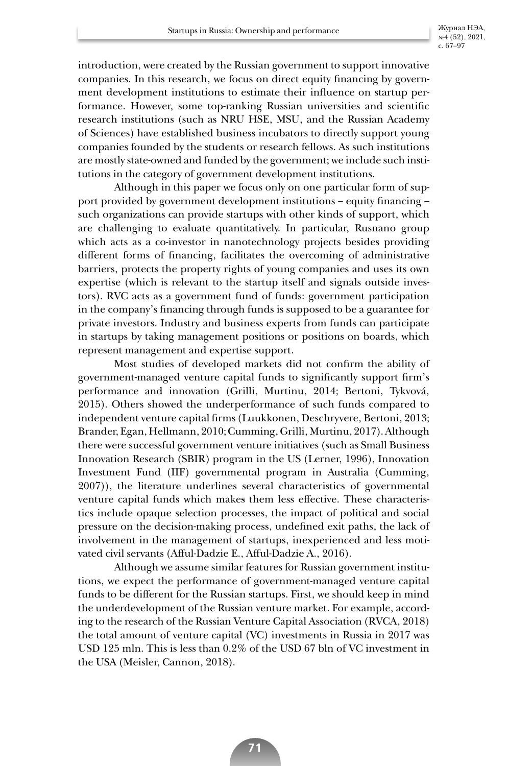introduction, were created by the Russian government to support innovative companies. In this research, we focus on direct equity financing by government development institutions to estimate their influence on startup performance. However, some top-ranking Russian universities and scientific research institutions (such as NRU HSE, MSU, and the Russian Academy of Sciences) have established business incubators to directly support young companies founded by the students or research fellows. As such institutions are mostly state-owned and funded by the government; we include such institutions in the category of government development institutions.

Although in this paper we focus only on one particular form of support provided by government development institutions – equity financing – such organizations can provide startups with other kinds of support, which are challenging to evaluate quantitatively. In particular, Rusnano group which acts as a co-investor in nanotechnology projects besides providing different forms of financing, facilitates the overcoming of administrative barriers, protects the property rights of young companies and uses its own expertise (which is relevant to the startup itself and signals outside investors). RVC acts as a government fund of funds: government participation in the company's financing through funds is supposed to be a guarantee for private investors. Industry and business experts from funds can participate in startups by taking management positions or positions on boards, which represent management and expertise support.

Most studies of developed markets did not confirm the ability of government-managed venture capital funds to significantly support firm's performance and innovation (Grilli, Murtinu, 2014; Bertoni, Tykvová, 2015). Others showed the underperformance of such funds compared to independent venture capital firms (Luukkonen, Deschryvere, Bertoni, 2013; Brander, Egan, Hellmann, 2010; Cumming, Grilli, Murtinu, 2017). Although there were successful government venture initiatives (such as Small Business Innovation Research (SBIR) program in the US (Lerner, 1996), Innovation Investment Fund (IIF) governmental program in Australia (Cumming, 2007)), the literature underlines several characteristics of governmental venture capital funds which makes them less effective. These characteristics include opaque selection processes, the impact of political and social pressure on the decision-making process, undefined exit paths, the lack of involvement in the management of startups, inexperienced and less motivated civil servants (Afful-Dadzie E., Afful-Dadzie A., 2016).

Although we assume similar features for Russian government institutions, we expect the performance of government-managed venture capital funds to be different for the Russian startups. First, we should keep in mind the underdevelopment of the Russian venture market. For example, according to the research of the Russian Venture Capital Association (RVCA, 2018) the total amount of venture capital (VC) investments in Russia in 2017 was USD 125 mln. This is less than 0.2% of the USD 67 bln of VC investment in the USA (Meisler, Cannon, 2018).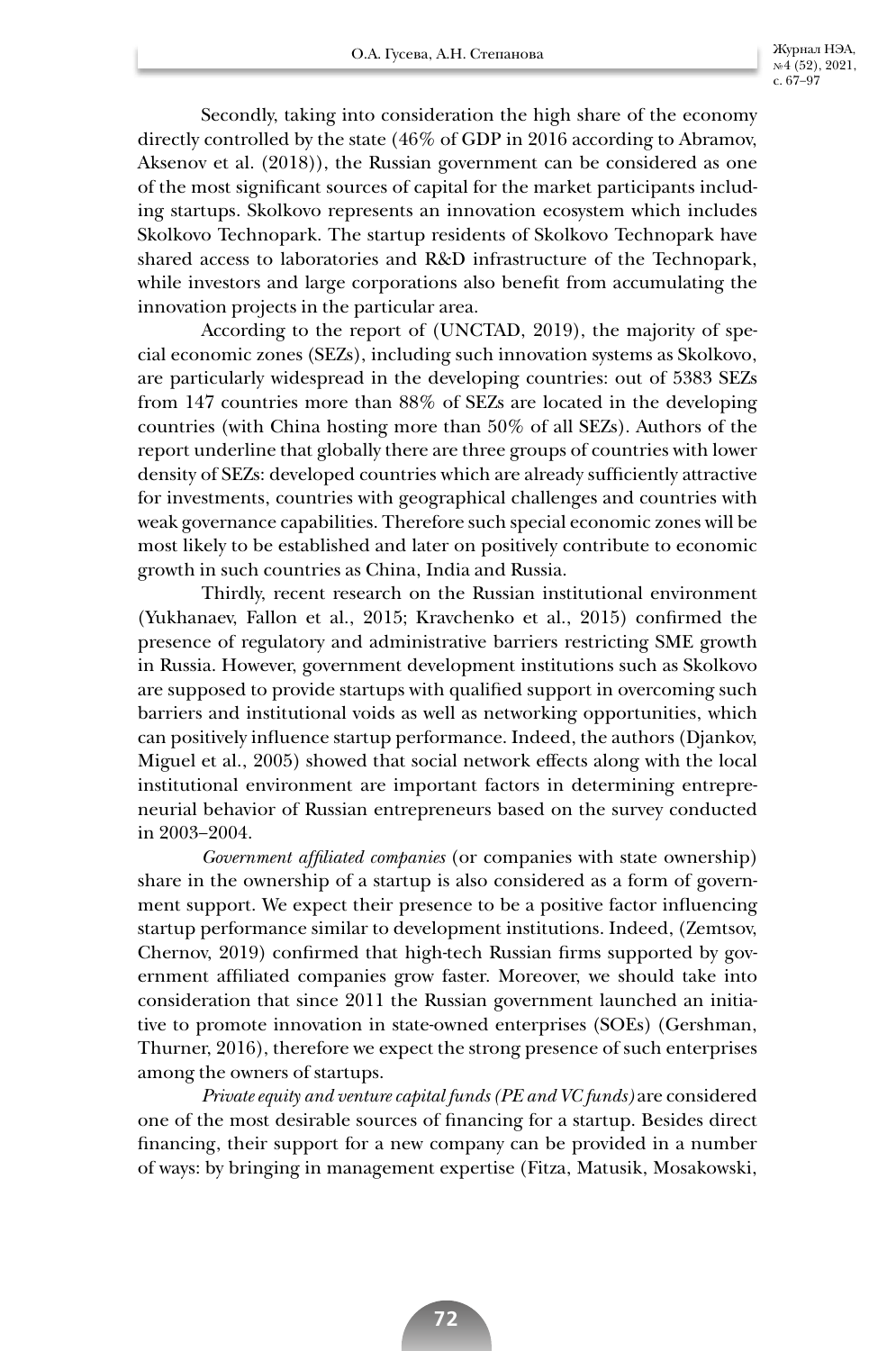Secondly, taking into consideration the high share of the economy directly controlled by the state (46% of GDP in 2016 according to Abramov, Aksenov et al. (2018)), the Russian government can be considered as one of the most significant sources of capital for the market participants including startups. Skolkovo represents an innovation ecosystem which includes Skolkovo Technopark. The startup residents of Skolkovo Technopark have shared access to laboratories and R&D infrastructure of the Technopark, while investors and large corporations also benefit from accumulating the innovation projects in the particular area.

According to the report of (UNCTAD, 2019), the majority of special economic zones (SEZs), including such innovation systems as Skolkovo, are particularly widespread in the developing countries: out of 5383 SEZs from 147 countries more than 88% of SEZs are located in the developing countries (with China hosting more than 50% of all SEZs). Authors of the report underline that globally there are three groups of countries with lower density of SEZs: developed countries which are already sufficiently attractive for investments, countries with geographical challenges and countries with weak governance capabilities. Therefore such special economic zones will be most likely to be established and later on positively contribute to economic growth in such countries as China, India and Russia.

Thirdly, recent research on the Russian institutional environment (Yukhanaev, Fallon et al., 2015; Kravchenko et al., 2015) confirmed the presence of regulatory and administrative barriers restricting SME growth in Russia. However, government development institutions such as Skolkovo are supposed to provide startups with qualified support in overcoming such barriers and institutional voids as well as networking opportunities, which can positively influence startup performance. Indeed, the authors (Djankov, Miguel et al., 2005) showed that social network effects along with the local institutional environment are important factors in determining entrepreneurial behavior of Russian entrepreneurs based on the survey conducted in 2003–2004.

*Government affiliated companies* (or companies with state ownership) share in the ownership of a startup is also considered as a form of government support. We expect their presence to be a positive factor influencing startup performance similar to development institutions. Indeed, (Zemtsov, Chernov, 2019) confirmed that high-tech Russian firms supported by government affiliated companies grow faster. Moreover, we should take into consideration that since 2011 the Russian government launched an initiative to promote innovation in state-owned enterprises (SOEs) (Gershman, Thurner, 2016), therefore we expect the strong presence of such enterprises among the owners of startups.

*Private equity and venture capital funds (PE and VC funds)* are considered one of the most desirable sources of financing for a startup. Besides direct financing, their support for a new company can be provided in a number of ways: by bringing in management expertise (Fitza, Matusik, Mosakowski,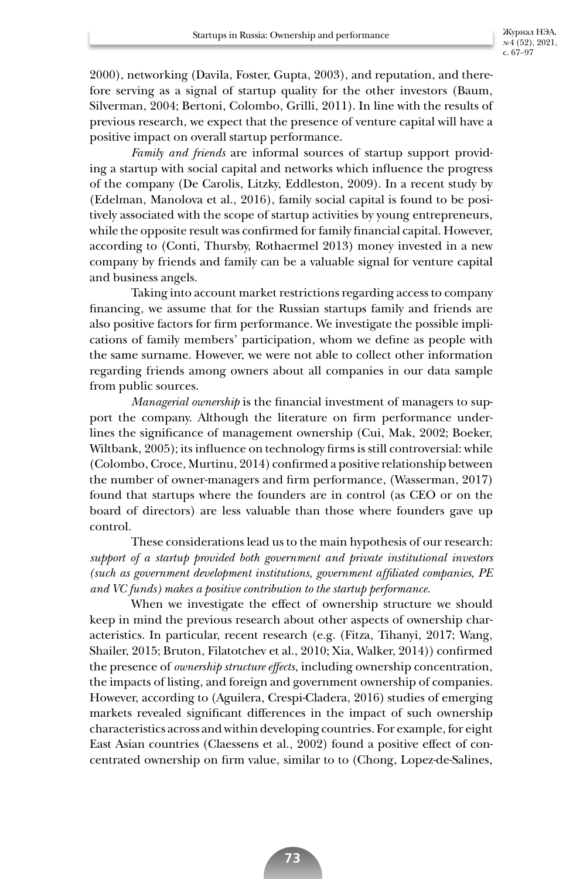2000), networking (Davila, Foster, Gupta, 2003), and reputation, and therefore serving as a signal of startup quality for the other investors (Baum, Silverman, 2004; Bertoni, Colombo, Grilli, 2011). In line with the results of previous research, we expect that the presence of venture capital will have a positive impact on overall startup performance.

*Family and friends* are informal sources of startup support providing a startup with social capital and networks which influence the progress of the company (De Carolis, Litzky, Eddleston, 2009). In a recent study by (Edelman, Manolova et al., 2016), family social capital is found to be positively associated with the scope of startup activities by young entrepreneurs, while the opposite result was confirmed for family financial capital. However, according to (Conti, Thursby, Rothaermel 2013) money invested in a new company by friends and family can be a valuable signal for venture capital and business angels.

Taking into account market restrictions regarding access to company financing, we assume that for the Russian startups family and friends are also positive factors for firm performance. We investigate the possible implications of family members' participation, whom we define as people with the same surname. However, we were not able to collect other information regarding friends among owners about all companies in our data sample from public sources.

*Managerial ownership* is the financial investment of managers to support the company. Although the literature on firm performance underlines the significance of management ownership (Cui, Mak, 2002; Boeker, Wiltbank, 2005); its influence on technology firms is still controversial: while (Colombo, Croce, Murtinu, 2014) confirmed a positive relationship between the number of owner-managers and firm performance, (Wasserman, 2017) found that startups where the founders are in control (as CEO or on the board of directors) are less valuable than those where founders gave up control.

These considerations lead us to the main hypothesis of our research: *support of a startup provided both government and private institutional investors (such as government development institutions, government affiliated companies, PE and VC funds) makes a positive contribution to the startup performance.*

When we investigate the effect of ownership structure we should keep in mind the previous research about other aspects of ownership characteristics. In particular, recent research (e.g. (Fitza, Tihanyi, 2017; Wang, Shailer, 2015; Bruton, Filatotchev et al., 2010; Xia, Walker, 2014)) confirmed the presence of *ownership structure effects*, including ownership concentration, the impacts of listing, and foreign and government ownership of companies. However, according to (Aguilera, Crespi-Cladera, 2016) studies of emerging markets revealed significant differences in the impact of such ownership characteristics across and within developing countries. For example, for eight East Asian countries (Claessens et al., 2002) found a positive effect of concentrated ownership on firm value, similar to to (Chong, Lopez-de-Salines,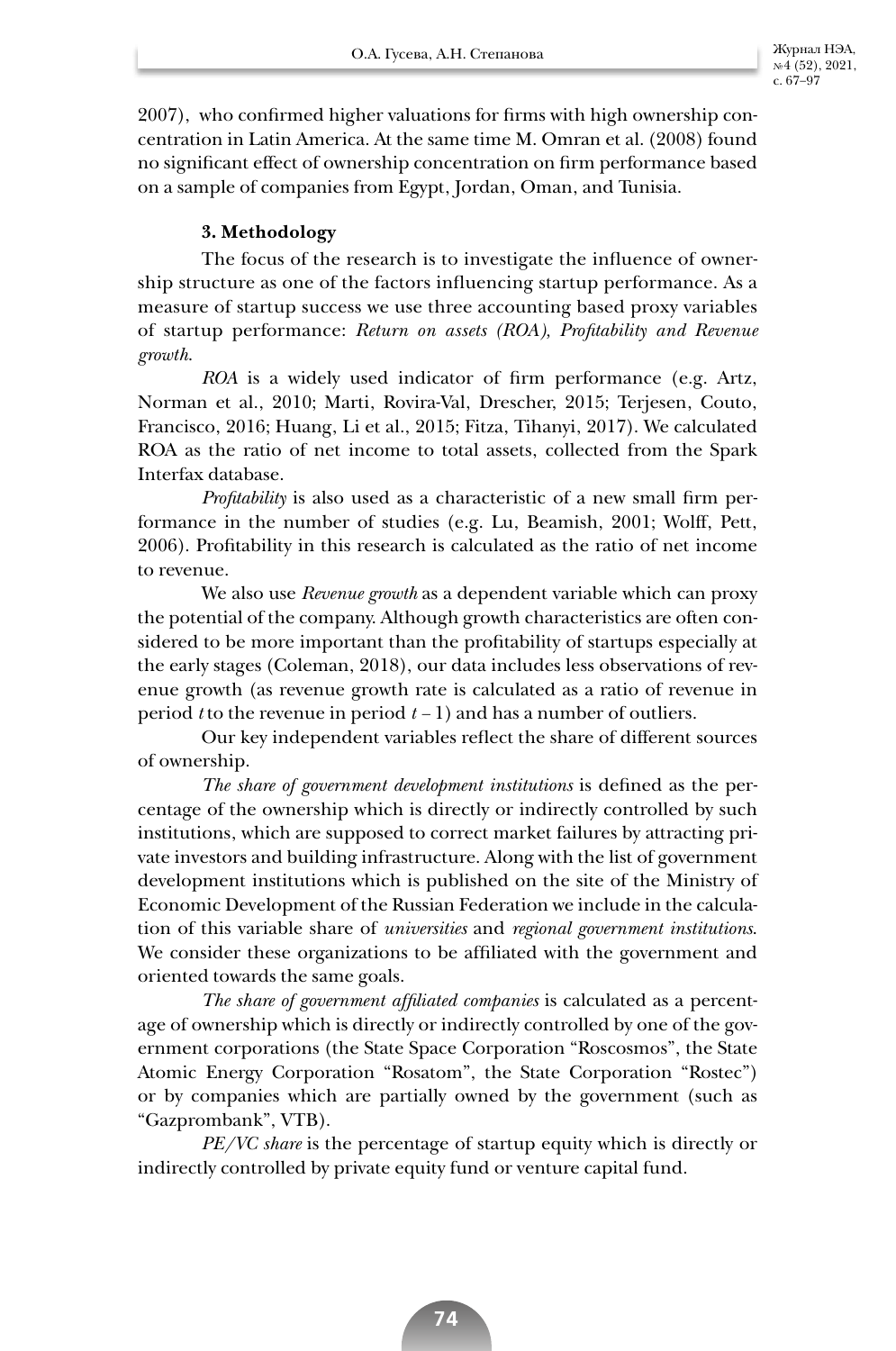2007), who confirmed higher valuations for firms with high ownership concentration in Latin America. At the same time M. Omran et al. (2008) found no significant effect of ownership concentration on firm performance based on a sample of companies from Egypt, Jordan, Oman, and Tunisia.

## 3. Methodology

The focus of the research is to investigate the influence of ownership structure as one of the factors influencing startup performance. As a measure of startup success we use three accounting based proxy variables of startup performance: *Return on assets (ROA), Profitability and Revenue growth*.

*ROA* is a widely used indicator of firm performance (e.g. Artz, Norman et al., 2010; Marti, Rovira-Val, Drescher, 2015; Terjesen, Couto, Francisco, 2016; Huang, Li et al., 2015; Fitza, Tihanyi, 2017). We calculated ROA as the ratio of net income to total assets, collected from the Spark Interfax database.

*Profitability* is also used as a characteristic of a new small firm performance in the number of studies (e.g. Lu, Beamish, 2001; Wolff, Pett, 2006). Profitability in this research is calculated as the ratio of net income to revenue.

We also use *Revenue growth* as a dependent variable which can proxy the potential of the company. Although growth characteristics are often considered to be more important than the profitability of startups especially at the early stages (Coleman, 2018), our data includes less observations of revenue growth (as revenue growth rate is calculated as a ratio of revenue in period $t$ to the revenue in period $t-1$) and has a number of outliers.

Our key independent variables reflect the share of different sources of ownership.

*The share of government development institutions* is defined as the percentage of the ownership which is directly or indirectly controlled by such institutions, which are supposed to correct market failures by attracting private investors and building infrastructure. Along with the list of government development institutions which is published on the site of the Ministry of Economic Development of the Russian Federation we include in the calculation of this variable share of *universities* and *regional government institutions*. We consider these organizations to be affiliated with the government and oriented towards the same goals.

*The share of government affiliated companies* is calculated as a percentage of ownership which is directly or indirectly controlled by one of the government corporations (the State Space Corporation "Roscosmos", the State Atomic Energy Corporation "Rosatom", the State Corporation "Rostec") or by companies which are partially owned by the government (such as "Gazprombank", VTB).

*PE/VC share* is the percentage of startup equity which is directly or indirectly controlled by private equity fund or venture capital fund.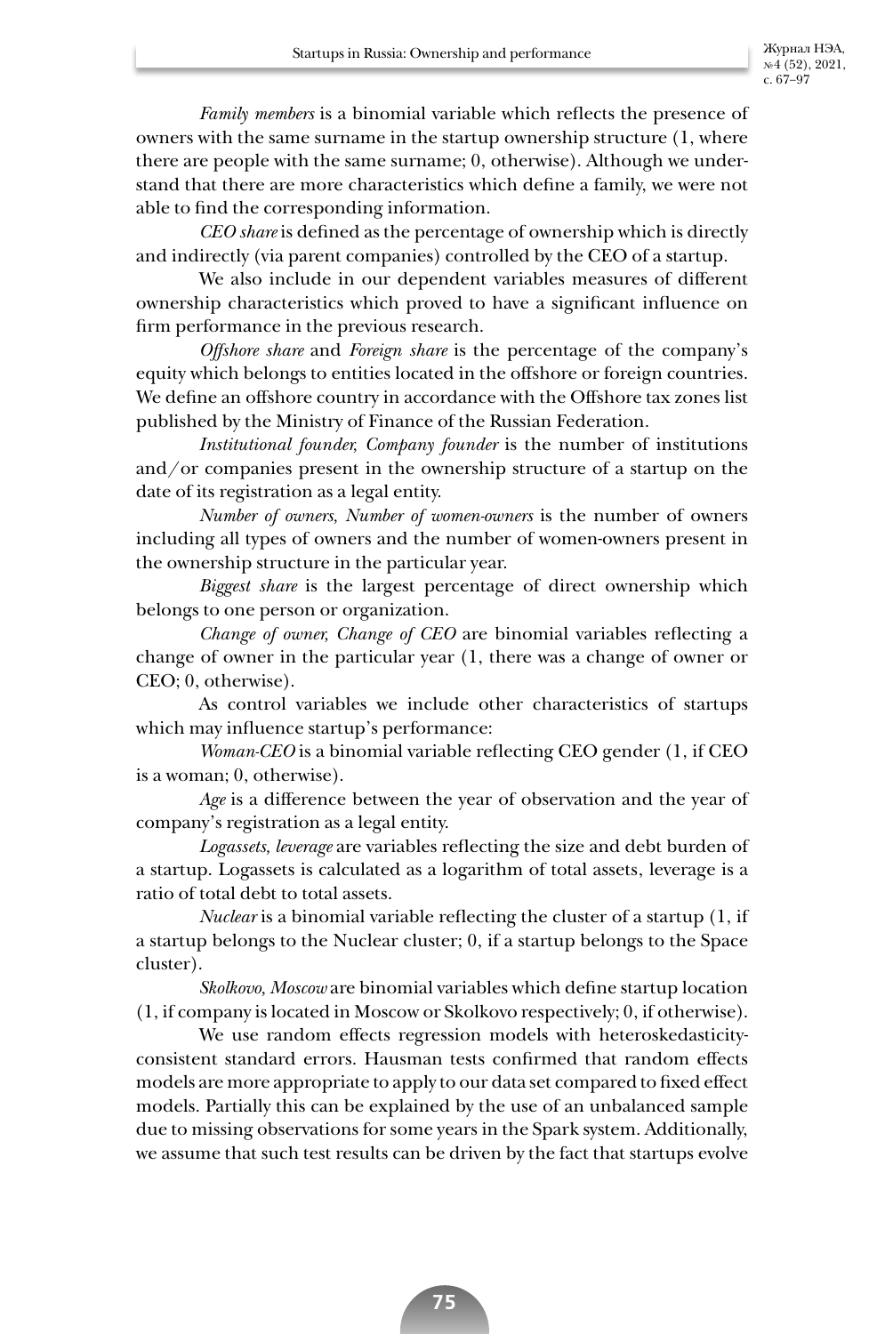*Family members* is a binomial variable which reflects the presence of owners with the same surname in the startup ownership structure (1, where there are people with the same surname; 0, otherwise). Although we understand that there are more characteristics which define a family, we were not able to find the corresponding information.

*CEO share* is defined as the percentage of ownership which is directly and indirectly (via parent companies) controlled by the CEO of a startup.

We also include in our dependent variables measures of different ownership characteristics which proved to have a significant influence on firm performance in the previous research.

*Offshore share* and *Foreign share* is the percentage of the company's equity which belongs to entities located in the offshore or foreign countries. We define an offshore country in accordance with the Offshore tax zones list published by the Ministry of Finance of the Russian Federation.

*Institutional founder, Company founder* is the number of institutions and/or companies present in the ownership structure of a startup on the date of its registration as a legal entity.

*Number of owners, Number of women-owners* is the number of owners including all types of owners and the number of women-owners present in the ownership structure in the particular year.

*Biggest share* is the largest percentage of direct ownership which belongs to one person or organization.

*Change of owner, Change of CEO* are binomial variables reflecting a change of owner in the particular year (1, there was a change of owner or CEO; 0, otherwise).

As control variables we include other characteristics of startups which may influence startup's performance:

*Woman-CEO* is a binomial variable reflecting CEO gender (1, if CEO is a woman; 0, otherwise).

*Age* is a difference between the year of observation and the year of company's registration as a legal entity.

*Logassets, leverage* are variables reflecting the size and debt burden of a startup. Logassets is calculated as a logarithm of total assets, leverage is a ratio of total debt to total assets.

*Nuclear* is a binomial variable reflecting the cluster of a startup (1, if a startup belongs to the Nuclear cluster; 0, if a startup belongs to the Space cluster).

*Skolkovo, Moscow* are binomial variables which define startup location (1, if company is located in Moscow or Skolkovo respectively; 0, if otherwise).

We use random effects regression models with heteroskedasticity-consistent standard errors. Hausman tests confirmed that random effects models are more appropriate to apply to our data set compared to fixed effect models. Partially this can be explained by the use of an unbalanced sample due to missing observations for some years in the Spark system. Additionally, we assume that such test results can be driven by the fact that startups evolve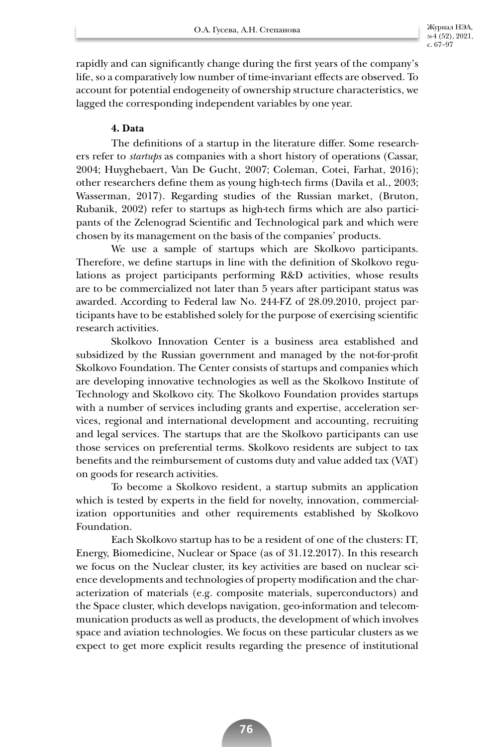rapidly and can significantly change during the first years of the company's life, so a comparatively low number of time-invariant effects are observed. To account for potential endogeneity of ownership structure characteristics, we lagged the corresponding independent variables by one year.

## 4. Data

The definitions of a startup in the literature differ. Some researchers refer to *startups* as companies with a short history of operations (Cassar, 2004; Huyghebaert, Van De Gucht, 2007; Coleman, Cotei, Farhat, 2016); other researchers define them as young high-tech firms (Davila et al., 2003; Wasserman, 2017). Regarding studies of the Russian market, (Bruton, Rubanik, 2002) refer to startups as high-tech firms which are also participants of the Zelenograd Scientific and Technological park and which were chosen by its management on the basis of the companies' products.

We use a sample of startups which are Skolkovo participants. Therefore, we define startups in line with the definition of Skolkovo regulations as project participants performing R&D activities, whose results are to be commercialized not later than 5 years after participant status was awarded. According to Federal law No. 244-FZ of 28.09.2010, project participants have to be established solely for the purpose of exercising scientific research activities.

Skolkovo Innovation Center is a business area established and subsidized by the Russian government and managed by the not-for-profit Skolkovo Foundation. The Center consists of startups and companies which are developing innovative technologies as well as the Skolkovo Institute of Technology and Skolkovo city. The Skolkovo Foundation provides startups with a number of services including grants and expertise, acceleration services, regional and international development and accounting, recruiting and legal services. The startups that are the Skolkovo participants can use those services on preferential terms. Skolkovo residents are subject to tax benefits and the reimbursement of customs duty and value added tax (VAT) on goods for research activities.

To become a Skolkovo resident, a startup submits an application which is tested by experts in the field for novelty, innovation, commercialization opportunities and other requirements established by Skolkovo Foundation.

Each Skolkovo startup has to be a resident of one of the clusters: IT, Energy, Biomedicine, Nuclear or Space (as of 31.12.2017). In this research we focus on the Nuclear cluster, its key activities are based on nuclear science developments and technologies of property modification and the characterization of materials (e.g. composite materials, superconductors) and the Space cluster, which develops navigation, geo-information and telecommunication products as well as products, the development of which involves space and aviation technologies. We focus on these particular clusters as we expect to get more explicit results regarding the presence of institutional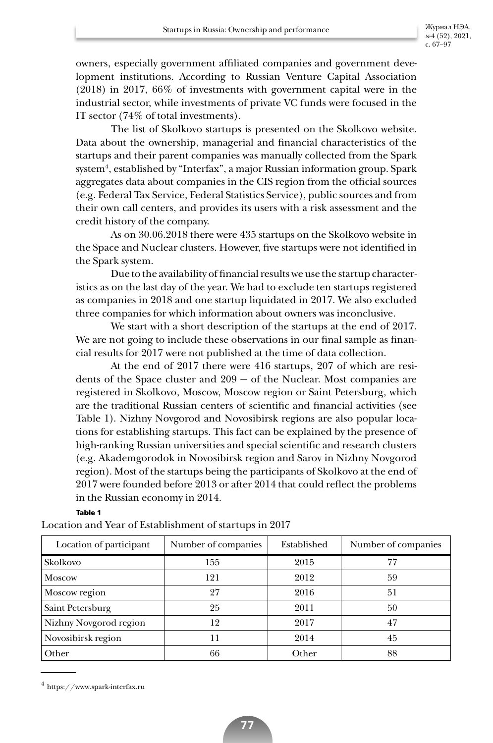owners, especially government affiliated companies and government development institutions. According to Russian Venture Capital Association (2018) in 2017, 66% of investments with government capital were in the industrial sector, while investments of private VC funds were focused in the IT sector (74% of total investments).

The list of Skolkovo startups is presented on the Skolkovo website. Data about the ownership, managerial and financial characteristics of the startups and their parent companies was manually collected from the Spark system[4], established by "Interfax", a major Russian information group. Spark aggregates data about companies in the CIS region from the official sources (e.g. Federal Tax Service, Federal Statistics Service), public sources and from their own call centers, and provides its users with a risk assessment and the credit history of the company.

As on 30.06.2018 there were 435 startups on the Skolkovo website in the Space and Nuclear clusters. However, five startups were not identified in the Spark system.

Due to the availability of financial results we use the startup characteristics as on the last day of the year. We had to exclude ten startups registered as companies in 2018 and one startup liquidated in 2017. We also excluded three companies for which information about owners was inconclusive.

We start with a short description of the startups at the end of 2017. We are not going to include these observations in our final sample as financial results for 2017 were not published at the time of data collection.

At the end of 2017 there were 416 startups, 207 of which are residents of the Space cluster and 209 – of the Nuclear. Most companies are registered in Skolkovo, Moscow, Moscow region or Saint Petersburg, which are the traditional Russian centers of scientific and financial activities (see Table 1). Nizhny Novgorod and Novosibirsk regions are also popular locations for establishing startups. This fact can be explained by the presence of high-ranking Russian universities and special scientific and research clusters (e.g. Akademgorodok in Novosibirsk region and Sarov in Nizhny Novgorod region). Most of the startups being the participants of Skolkovo at the end of 2017 were founded before 2013 or after 2014 that could reflect the problems in the Russian economy in 2014.

**Table 1**

Location and Year of Establishment of startups in 2017

| Location of participant | Number of companies | Established | Number of companies |
|---|---|---|---|
| Skolkovo | 155 | 2015 | 77 |
| Moscow | 121 | 2012 | 59 |
| Moscow region | 27 | 2016 | 51 |
| Saint Petersburg | 25 | 2011 | 50 |
| Nizhny Novgorod region | 12 | 2017 | 47 |
| Novosibirsk region | 11 | 2014 | 45 |
| Other | 66 | Other | 88 |

[4] https://www.spark-interfax.ru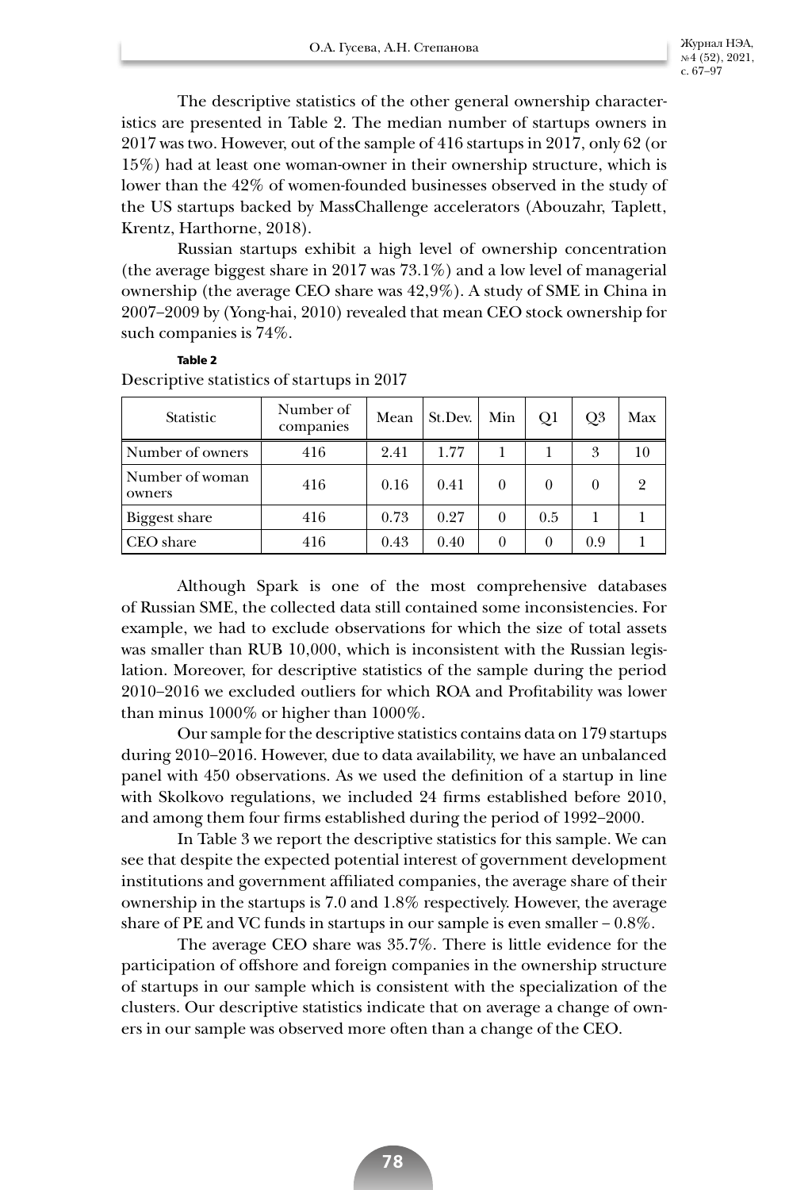The descriptive statistics of the other general ownership characteristics are presented in Table 2. The median number of startups owners in 2017 was two. However, out of the sample of 416 startups in 2017, only 62 (or 15%) had at least one woman-owner in their ownership structure, which is lower than the 42% of women-founded businesses observed in the study of the US startups backed by MassChallenge accelerators (Abouzahr, Taplett, Krentz, Harthorne, 2018).

Russian startups exhibit a high level of ownership concentration (the average biggest share in 2017 was 73.1%) and a low level of managerial ownership (the average CEO share was 42,9%). A study of SME in China in 2007–2009 by (Yong-hai, 2010) revealed that mean CEO stock ownership for such companies is 74%.

**Table 2**

Descriptive statistics of startups in 2017

| Statistic | Number of companies | Mean | St.Dev. | Min | Q1 | Q3 | Max |
|---|---|---|---|---|---|---|---|
| Number of owners | 416 | 2.41 | 1.77 | 1 | 1 | 3 | 10 |
| Number of woman owners | 416 | 0.16 | 0.41 | 0 | 0 | 0 | 2 |
| Biggest share | 416 | 0.73 | 0.27 | 0 | 0.5 | 1 | 1 |
| CEO share | 416 | 0.43 | 0.40 | 0 | 0 | 0.9 | 1 |

Although Spark is one of the most comprehensive databases of Russian SME, the collected data still contained some inconsistencies. For example, we had to exclude observations for which the size of total assets was smaller than RUB 10,000, which is inconsistent with the Russian legislation. Moreover, for descriptive statistics of the sample during the period 2010–2016 we excluded outliers for which ROA and Profitability was lower than minus 1000% or higher than 1000%.

Our sample for the descriptive statistics contains data on 179 startups during 2010–2016. However, due to data availability, we have an unbalanced panel with 450 observations. As we used the definition of a startup in line with Skolkovo regulations, we included 24 firms established before 2010, and among them four firms established during the period of 1992–2000.

In Table 3 we report the descriptive statistics for this sample. We can see that despite the expected potential interest of government development institutions and government affiliated companies, the average share of their ownership in the startups is 7.0 and 1.8% respectively. However, the average share of PE and VC funds in startups in our sample is even smaller – 0.8%.

The average CEO share was 35.7%. There is little evidence for the participation of offshore and foreign companies in the ownership structure of startups in our sample which is consistent with the specialization of the clusters. Our descriptive statistics indicate that on average a change of owners in our sample was observed more often than a change of the CEO.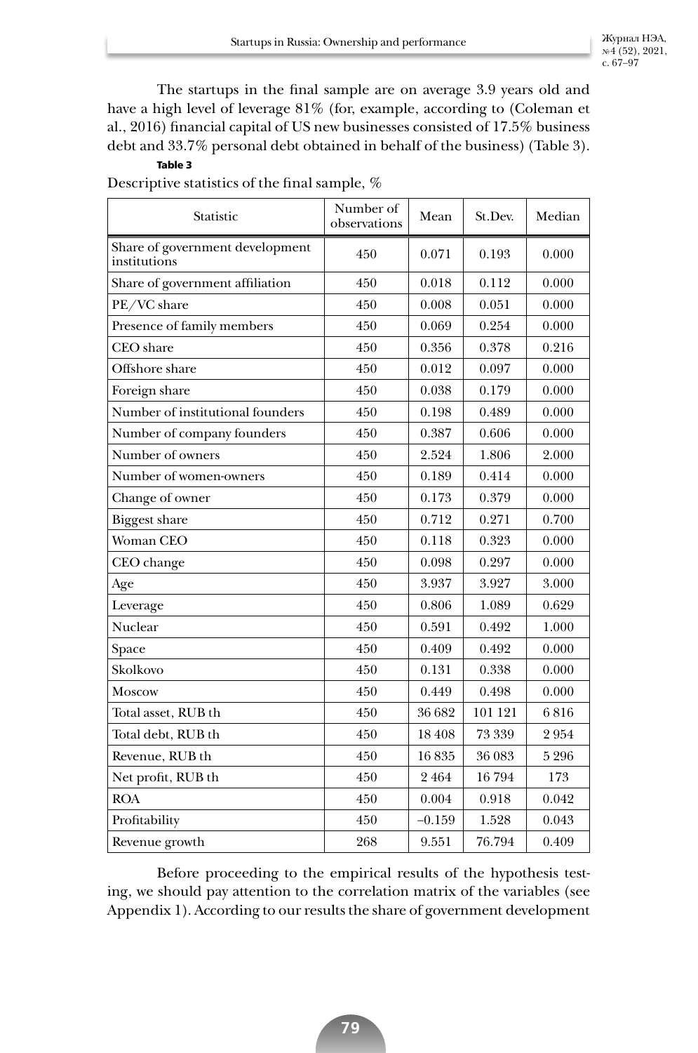The startups in the final sample are on average 3.9 years old and have a high level of leverage 81% (for, example, according to (Coleman et al., 2016) financial capital of US new businesses consisted of 17.5% business debt and 33.7% personal debt obtained in behalf of the business) (Table 3).

**Table 3**

Descriptive statistics of the final sample, %

| Statistic | Number of observations | Mean | St.Dev. | Median |
|---|---|---|---|---|
| Share of government development institutions | 450 | 0.071 | 0.193 | 0.000 |
| Share of government affiliation | 450 | 0.018 | 0.112 | 0.000 |
| PE/VC share | 450 | 0.008 | 0.051 | 0.000 |
| Presence of family members | 450 | 0.069 | 0.254 | 0.000 |
| CEO share | 450 | 0.356 | 0.378 | 0.216 |
| Offshore share | 450 | 0.012 | 0.097 | 0.000 |
| Foreign share | 450 | 0.038 | 0.179 | 0.000 |
| Number of institutional founders | 450 | 0.198 | 0.489 | 0.000 |
| Number of company founders | 450 | 0.387 | 0.606 | 0.000 |
| Number of owners | 450 | 2.524 | 1.806 | 2.000 |
| Number of women-owners | 450 | 0.189 | 0.414 | 0.000 |
| Change of owner | 450 | 0.173 | 0.379 | 0.000 |
| Biggest share | 450 | 0.712 | 0.271 | 0.700 |
| Woman CEO | 450 | 0.118 | 0.323 | 0.000 |
| CEO change | 450 | 0.098 | 0.297 | 0.000 |
| Age | 450 | 3.937 | 3.927 | 3.000 |
| Leverage | 450 | 0.806 | 1.089 | 0.629 |
| Nuclear | 450 | 0.591 | 0.492 | 1.000 |
| Space | 450 | 0.409 | 0.492 | 0.000 |
| Skolkovo | 450 | 0.131 | 0.338 | 0.000 |
| Moscow | 450 | 0.449 | 0.498 | 0.000 |
| Total asset, RUB th | 450 | 36 682 | 101 121 | 6 816 |
| Total debt, RUB th | 450 | 18 408 | 73 339 | 2 954 |
| Revenue, RUB th | 450 | 16 835 | 36 083 | 5 296 |
| Net profit, RUB th | 450 | 2 464 | 16 794 | 173 |
| ROA | 450 | 0.004 | 0.918 | 0.042 |
| Profitability | 450 | –0.159 | 1.528 | 0.043 |
| Revenue growth | 268 | 9.551 | 76.794 | 0.409 |

Before proceeding to the empirical results of the hypothesis testing, we should pay attention to the correlation matrix of the variables (see Appendix 1). According to our results the share of government development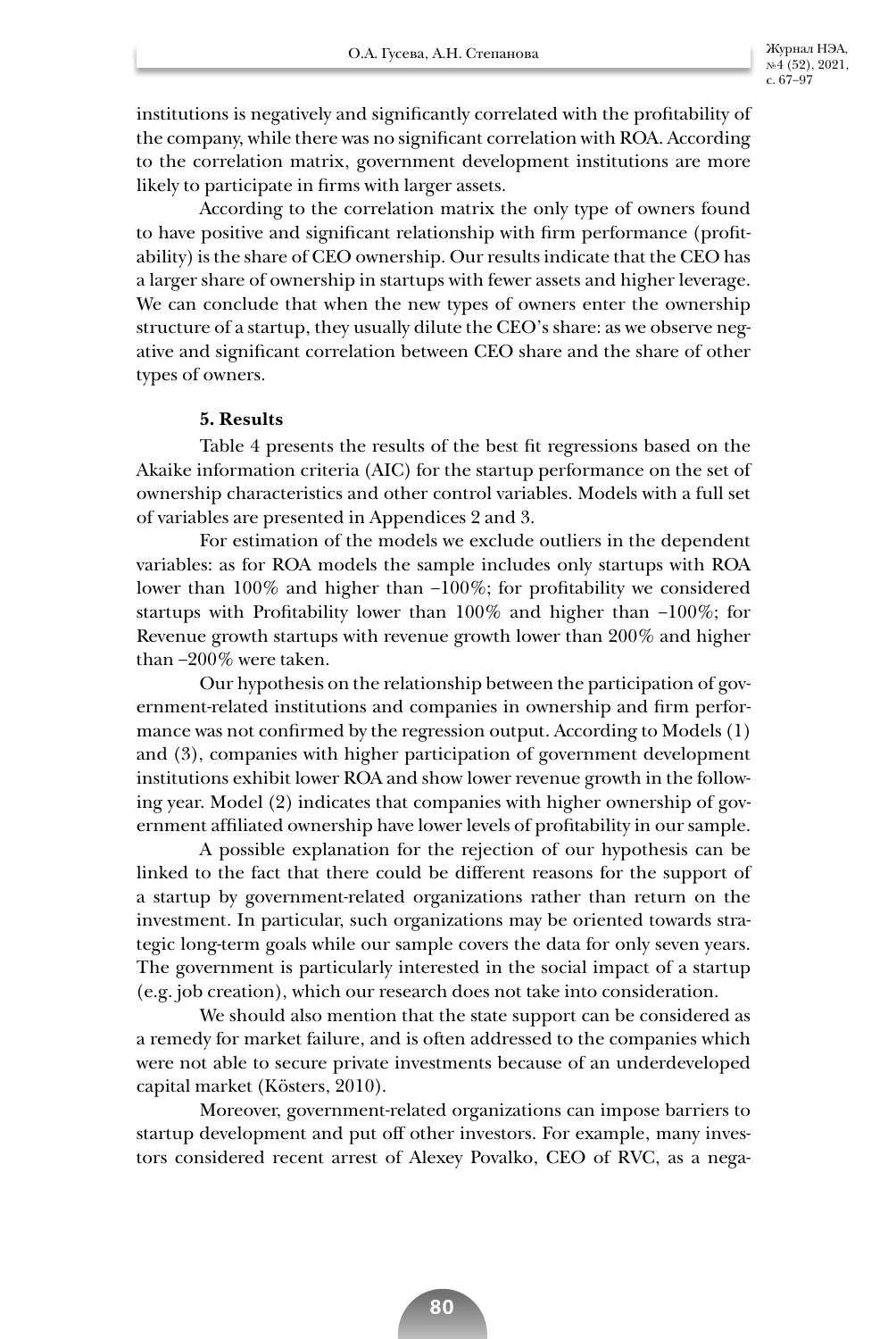institutions is negatively and significantly correlated with the profitability of the company, while there was no significant correlation with ROA. According to the correlation matrix, government development institutions are more likely to participate in firms with larger assets.

According to the correlation matrix the only type of owners found to have positive and significant relationship with firm performance (profitability) is the share of CEO ownership. Our results indicate that the CEO has a larger share of ownership in startups with fewer assets and higher leverage. We can conclude that when the new types of owners enter the ownership structure of a startup, they usually dilute the CEO's share: as we observe negative and significant correlation between CEO share and the share of other types of owners.

**5. Results**

Table 4 presents the results of the best fit regressions based on the Akaike information criteria (AIC) for the startup performance on the set of ownership characteristics and other control variables. Models with a full set of variables are presented in Appendices 2 and 3.

For estimation of the models we exclude outliers in the dependent variables: as for ROA models the sample includes only startups with ROA lower than 100% and higher than –100%; for profitability we considered startups with Profitability lower than 100% and higher than –100%; for Revenue growth startups with revenue growth lower than 200% and higher than –200% were taken.

Our hypothesis on the relationship between the participation of government-related institutions and companies in ownership and firm performance was not confirmed by the regression output. According to Models (1) and (3), companies with higher participation of government development institutions exhibit lower ROA and show lower revenue growth in the following year. Model (2) indicates that companies with higher ownership of government affiliated ownership have lower levels of profitability in our sample.

A possible explanation for the rejection of our hypothesis can be linked to the fact that there could be different reasons for the support of a startup by government-related organizations rather than return on the investment. In particular, such organizations may be oriented towards strategic long-term goals while our sample covers the data for only seven years. The government is particularly interested in the social impact of a startup (e.g. job creation), which our research does not take into consideration.

We should also mention that the state support can be considered as a remedy for market failure, and is often addressed to the companies which were not able to secure private investments because of an underdeveloped capital market (Kösters, 2010).

Moreover, government-related organizations can impose barriers to startup development and put off other investors. For example, many investors considered recent arrest of Alexey Povalko, CEO of RVC, as a nega-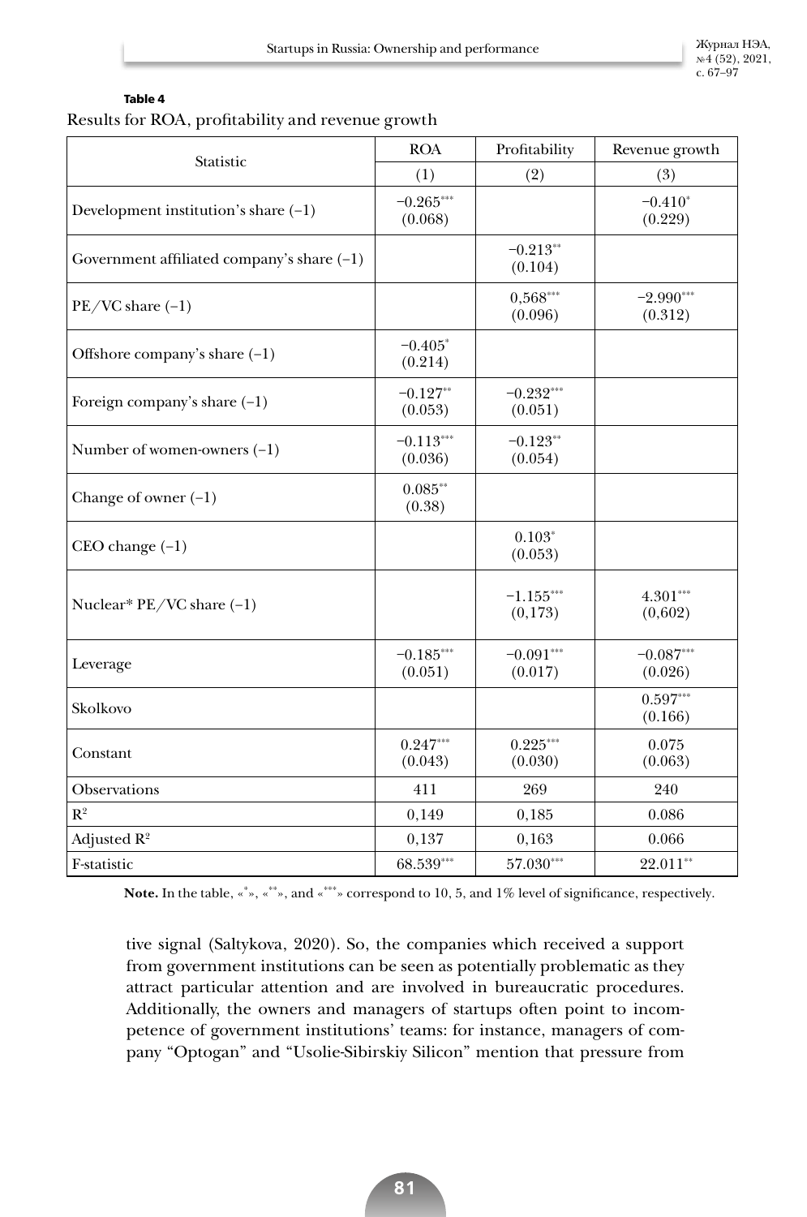**Table 4**

Results for ROA, profitability and revenue growth

| Statistic | ROA | Profitability | Revenue growth |
|---|---|---|---|
| | (1) | (2) | (3) |
| Development institution's share (–1) | −0.265*** (0.068) | | −0.410* (0.229) |
| Government affiliated company's share (–1) | | −0.213** (0.104) | |
| PE/VC share (–1) | | 0,568*** (0.096) | −2.990*** (0.312) |
| Offshore company's share (–1) | −0.405* (0.214) | | |
| Foreign company's share (–1) | −0.127** (0.053) | −0.232*** (0.051) | |
| Number of women-owners (–1) | −0.113*** (0.036) | −0.123** (0.054) | |
| Change of owner (–1) | 0.085** (0.38) | | |
| CEO change (–1) | | 0.103* (0.053) | |
| Nuclear* PE/VC share (–1) | | −1.155*** (0,173) | 4.301*** (0,602) |
| Leverage | −0.185*** (0.051) | −0.091*** (0.017) | −0.087*** (0.026) |
| Skolkovo | | | 0.597*** (0.166) |
| Constant | 0.247*** (0.043) | 0.225*** (0.030) | 0.075 (0.063) |
| Observations | 411 | 269 | 240 |
| $R^2$ | 0,149 | 0,185 | 0.086 |
| Adjusted $R^2$ | 0,137 | 0,163 | 0.066 |
| F-statistic | 68.539*** | 57.030*** | 22.011** |

**Note.** In the table, «*», «**», and «***» correspond to 10, 5, and 1% level of significance, respectively.

tive signal (Saltykova, 2020). So, the companies which received a support from government institutions can be seen as potentially problematic as they attract particular attention and are involved in bureaucratic procedures. Additionally, the owners and managers of startups often point to incompetence of government institutions' teams: for instance, managers of company "Optogan" and "Usolie-Sibirskiy Silicon" mention that pressure from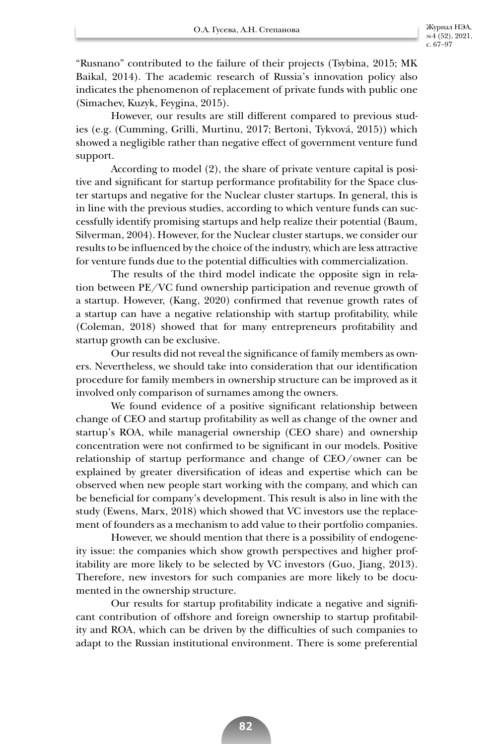"Rusnano" contributed to the failure of their projects (Tsybina, 2015; MK Baikal, 2014). The academic research of Russia's innovation policy also indicates the phenomenon of replacement of private funds with public one (Simachev, Kuzyk, Feygina, 2015).

However, our results are still different compared to previous studies (e.g. (Cumming, Grilli, Murtinu, 2017; Bertoni, Tykvová, 2015)) which showed a negligible rather than negative effect of government venture fund support.

According to model (2), the share of private venture capital is positive and significant for startup performance profitability for the Space cluster startups and negative for the Nuclear cluster startups. In general, this is in line with the previous studies, according to which venture funds can successfully identify promising startups and help realize their potential (Baum, Silverman, 2004). However, for the Nuclear cluster startups, we consider our results to be influenced by the choice of the industry, which are less attractive for venture funds due to the potential difficulties with commercialization.

The results of the third model indicate the opposite sign in relation between PE/VC fund ownership participation and revenue growth of a startup. However, (Kang, 2020) confirmed that revenue growth rates of a startup can have a negative relationship with startup profitability, while (Coleman, 2018) showed that for many entrepreneurs profitability and startup growth can be exclusive.

Our results did not reveal the significance of family members as owners. Nevertheless, we should take into consideration that our identification procedure for family members in ownership structure can be improved as it involved only comparison of surnames among the owners.

We found evidence of a positive significant relationship between change of CEO and startup profitability as well as change of the owner and startup's ROA, while managerial ownership (CEO share) and ownership concentration were not confirmed to be significant in our models. Positive relationship of startup performance and change of CEO/owner can be explained by greater diversification of ideas and expertise which can be observed when new people start working with the company, and which can be beneficial for company's development. This result is also in line with the study (Ewens, Marx, 2018) which showed that VC investors use the replacement of founders as a mechanism to add value to their portfolio companies.

However, we should mention that there is a possibility of endogeneity issue: the companies which show growth perspectives and higher profitability are more likely to be selected by VC investors (Guo, Jiang, 2013). Therefore, new investors for such companies are more likely to be documented in the ownership structure.

Our results for startup profitability indicate a negative and significant contribution of offshore and foreign ownership to startup profitability and ROA, which can be driven by the difficulties of such companies to adapt to the Russian institutional environment. There is some preferential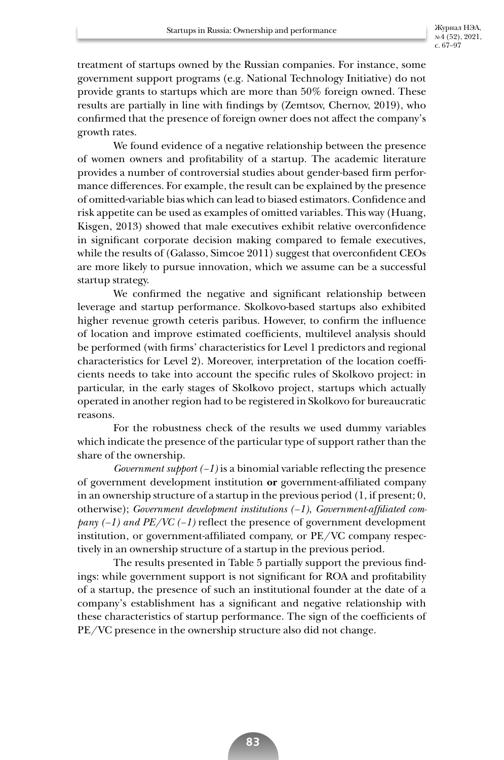treatment of startups owned by the Russian companies. For instance, some government support programs (e.g. National Technology Initiative) do not provide grants to startups which are more than 50% foreign owned. These results are partially in line with findings by (Zemtsov, Chernov, 2019), who confirmed that the presence of foreign owner does not affect the company's growth rates.

We found evidence of a negative relationship between the presence of women owners and profitability of a startup. The academic literature provides a number of controversial studies about gender-based firm performance differences. For example, the result can be explained by the presence of omitted-variable bias which can lead to biased estimators. Confidence and risk appetite can be used as examples of omitted variables. This way (Huang, Kisgen, 2013) showed that male executives exhibit relative overconfidence in significant corporate decision making compared to female executives, while the results of (Galasso, Simcoe 2011) suggest that overconfident CEOs are more likely to pursue innovation, which we assume can be a successful startup strategy.

We confirmed the negative and significant relationship between leverage and startup performance. Skolkovo-based startups also exhibited higher revenue growth ceteris paribus. However, to confirm the influence of location and improve estimated coefficients, multilevel analysis should be performed (with firms' characteristics for Level 1 predictors and regional characteristics for Level 2). Moreover, interpretation of the location coefficients needs to take into account the specific rules of Skolkovo project: in particular, in the early stages of Skolkovo project, startups which actually operated in another region had to be registered in Skolkovo for bureaucratic reasons.

For the robustness check of the results we used dummy variables which indicate the presence of the particular type of support rather than the share of the ownership.

*Government support (–1)* is a binomial variable reflecting the presence of government development institution **or** government-affiliated company in an ownership structure of a startup in the previous period (1, if present; 0, otherwise); *Government development institutions (–1)*, *Government-affiliated company (–1) and PE/VC (–1)* reflect the presence of government development institution, or government-affiliated company, or PE/VC company respectively in an ownership structure of a startup in the previous period.

The results presented in Table 5 partially support the previous findings: while government support is not significant for ROA and profitability of a startup, the presence of such an institutional founder at the date of a company's establishment has a significant and negative relationship with these characteristics of startup performance. The sign of the coefficients of PE/VC presence in the ownership structure also did not change.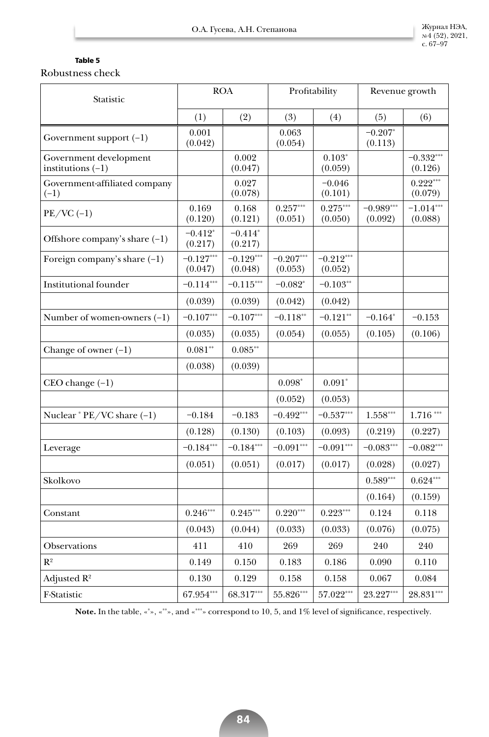**Table 5**

Robustness check

| Statistic | ROA | | Profitability | | Revenue growth | |
|---|---|---|---|---|---|---|
| | (1) | (2) | (3) | (4) | (5) | (6) |
| Government support (–1) | 0.001 (0.042) | | 0.063 (0.054) | | −0.207* (0.113) | |
| Government development institutions (–1) | | 0.002 (0.047) | | 0.103* (0.059) | | −0.332*** (0.126) |
| Government-affiliated company (–1) | | 0.027 (0.078) | | −0.046 (0.101) | | 0.222*** (0.079) |
| PE/VC (–1) | 0.169 (0.120) | 0.168 (0.121) | 0.257*** (0.051) | 0.275*** (0.050) | −0.989*** (0.092) | −1.014*** (0.088) |
| Offshore company's share (–1) | −0.412* (0.217) | −0.414* (0.217) | | | | |
| Foreign company's share (–1) | −0.127*** (0.047) | −0.129*** (0.048) | −0.207*** (0.053) | −0.212*** (0.052) | | |
| Institutional founder | −0.114*** | −0.115*** | −0.082* | −0.103** | | |
| | (0.039) | (0.039) | (0.042) | (0.042) | | |
| Number of women-owners (–1) | −0.107*** | −0.107*** | −0.118** | −0.121** | −0.164* | −0.153 |
| | (0.035) | (0.035) | (0.054) | (0.055) | (0.105) | (0.106) |
| Change of owner (–1) | 0.081** | 0.085** | | | | |
| | (0.038) | (0.039) | | | | |
| CEO change (–1) | | | 0.098* | 0.091* | | |
| | | | (0.052) | (0.053) | | |
| Nuclear * PE/VC share (–1) | −0.184 | −0.183 | −0.492*** | −0.537*** | 1.558*** | 1.716 *** |
| | (0.128) | (0.130) | (0.103) | (0.093) | (0.219) | (0.227) |
| Leverage | −0.184*** | −0.184*** | −0.091*** | −0.091*** | −0.083*** | −0.082*** |
| | (0.051) | (0.051) | (0.017) | (0.017) | (0.028) | (0.027) |
| Skolkovo | | | | | 0.589*** | 0.624*** |
| | | | | | (0.164) | (0.159) |
| Constant | 0.246*** | 0.245*** | 0.220*** | 0.223*** | 0.124 | 0.118 |
| | (0.043) | (0.044) | (0.033) | (0.033) | (0.076) | (0.075) |
| Observations | 411 | 410 | 269 | 269 | 240 | 240 |
| $R^2$ | 0.149 | 0.150 | 0.183 | 0.186 | 0.090 | 0.110 |
| Adjusted $R^2$ | 0.130 | 0.129 | 0.158 | 0.158 | 0.067 | 0.084 |
| F-Statistic | 67.954*** | 68.317*** | 55.826*** | 57.022*** | 23.227*** | 28.831*** |

**Note.** In the table, «*», «**», and «***» correspond to 10, 5, and 1% level of significance, respectively.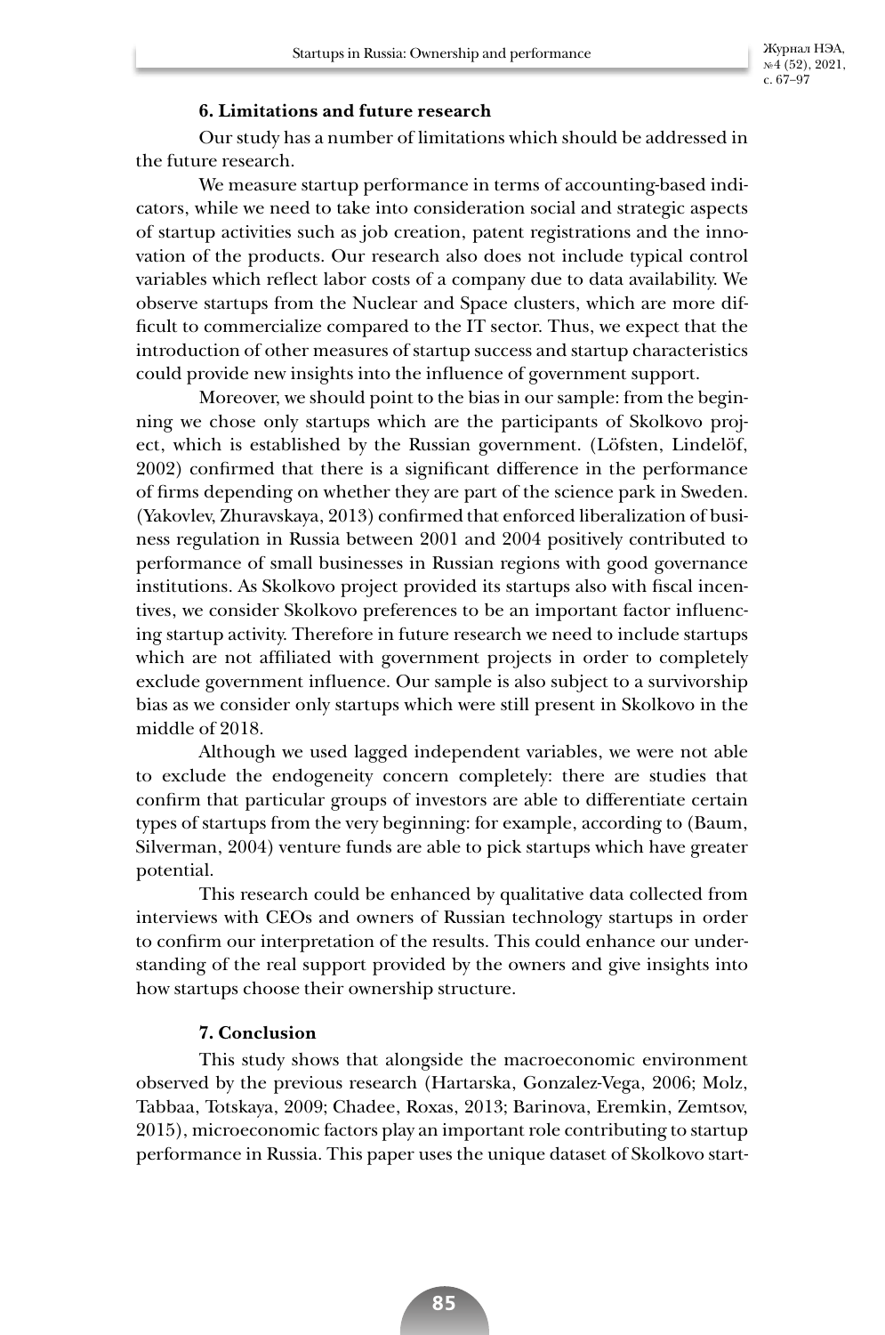## 6. Limitations and future research

Our study has a number of limitations which should be addressed in the future research.

We measure startup performance in terms of accounting-based indicators, while we need to take into consideration social and strategic aspects of startup activities such as job creation, patent registrations and the innovation of the products. Our research also does not include typical control variables which reflect labor costs of a company due to data availability. We observe startups from the Nuclear and Space clusters, which are more difficult to commercialize compared to the IT sector. Thus, we expect that the introduction of other measures of startup success and startup characteristics could provide new insights into the influence of government support.

Moreover, we should point to the bias in our sample: from the beginning we chose only startups which are the participants of Skolkovo project, which is established by the Russian government. (Löfsten, Lindelöf, 2002) confirmed that there is a significant difference in the performance of firms depending on whether they are part of the science park in Sweden. (Yakovlev, Zhuravskaya, 2013) confirmed that enforced liberalization of business regulation in Russia between 2001 and 2004 positively contributed to performance of small businesses in Russian regions with good governance institutions. As Skolkovo project provided its startups also with fiscal incentives, we consider Skolkovo preferences to be an important factor influencing startup activity. Therefore in future research we need to include startups which are not affiliated with government projects in order to completely exclude government influence. Our sample is also subject to a survivorship bias as we consider only startups which were still present in Skolkovo in the middle of 2018.

Although we used lagged independent variables, we were not able to exclude the endogeneity concern completely: there are studies that confirm that particular groups of investors are able to differentiate certain types of startups from the very beginning: for example, according to (Baum, Silverman, 2004) venture funds are able to pick startups which have greater potential.

This research could be enhanced by qualitative data collected from interviews with CEOs and owners of Russian technology startups in order to confirm our interpretation of the results. This could enhance our understanding of the real support provided by the owners and give insights into how startups choose their ownership structure.

## 7. Conclusion

This study shows that alongside the macroeconomic environment observed by the previous research (Hartarska, Gonzalez-Vega, 2006; Molz, Tabbaa, Totskaya, 2009; Chadee, Roxas, 2013; Barinova, Eremkin, Zemtsov, 2015), microeconomic factors play an important role contributing to startup performance in Russia. This paper uses the unique dataset of Skolkovo start-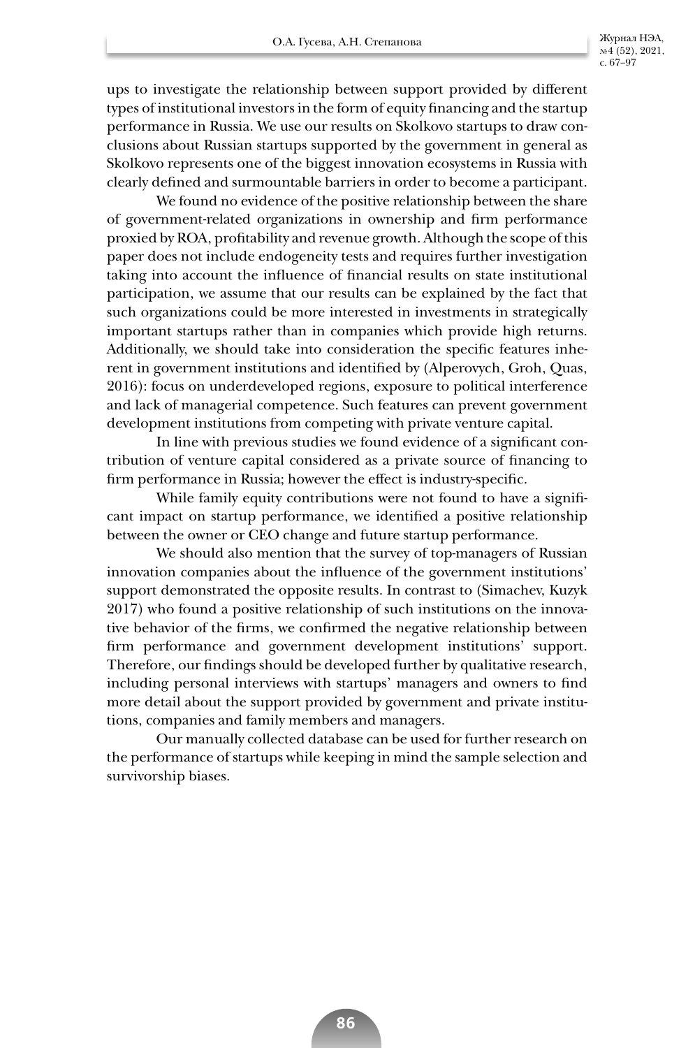ups to investigate the relationship between support provided by different types of institutional investors in the form of equity financing and the startup performance in Russia. We use our results on Skolkovo startups to draw conclusions about Russian startups supported by the government in general as Skolkovo represents one of the biggest innovation ecosystems in Russia with clearly defined and surmountable barriers in order to become a participant.

We found no evidence of the positive relationship between the share of government-related organizations in ownership and firm performance proxied by ROA, profitability and revenue growth. Although the scope of this paper does not include endogeneity tests and requires further investigation taking into account the influence of financial results on state institutional participation, we assume that our results can be explained by the fact that such organizations could be more interested in investments in strategically important startups rather than in companies which provide high returns. Additionally, we should take into consideration the specific features inherent in government institutions and identified by (Alperovych, Groh, Quas, 2016): focus on underdeveloped regions, exposure to political interference and lack of managerial competence. Such features can prevent government development institutions from competing with private venture capital.

In line with previous studies we found evidence of a significant contribution of venture capital considered as a private source of financing to firm performance in Russia; however the effect is industry-specific.

While family equity contributions were not found to have a significant impact on startup performance, we identified a positive relationship between the owner or CEO change and future startup performance.

We should also mention that the survey of top-managers of Russian innovation companies about the influence of the government institutions' support demonstrated the opposite results. In contrast to (Simachev, Kuzyk 2017) who found a positive relationship of such institutions on the innovative behavior of the firms, we confirmed the negative relationship between firm performance and government development institutions' support. Therefore, our findings should be developed further by qualitative research, including personal interviews with startups' managers and owners to find more detail about the support provided by government and private institutions, companies and family members and managers.

Our manually collected database can be used for further research on the performance of startups while keeping in mind the sample selection and survivorship biases.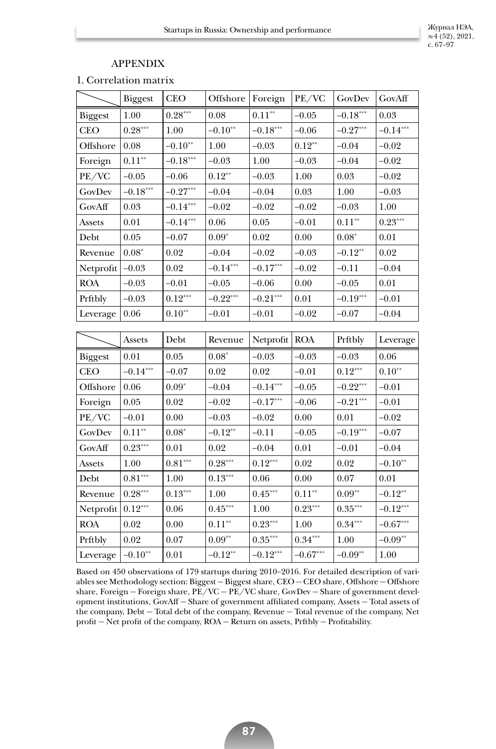## APPENDIX

1. Correlation matrix

| | Biggest | CEO | Offshore | Foreign | PE/VC | GovDev | GovAff |
|---|---|---|---|---|---|---|---|
| Biggest | 1.00 | 0.28*** | 0.08 | 0.11** | –0.05 | –0.18*** | 0.03 |
| CEO | 0.28*** | 1.00 | –0.10** | –0.18*** | –0.06 | –0.27*** | –0.14*** |
| Offshore | 0.08 | –0.10** | 1.00 | –0.03 | 0.12** | –0.04 | –0.02 |
| Foreign | 0.11** | –0.18*** | –0.03 | 1.00 | –0.03 | –0.04 | –0.02 |
| PE/VC | –0.05 | –0.06 | 0.12** | –0.03 | 1.00 | 0.03 | –0.02 |
| GovDev | –0.18*** | –0.27*** | –0.04 | –0.04 | 0.03 | 1.00 | –0.03 |
| GovAff | 0.03 | –0.14*** | –0.02 | –0.02 | –0.02 | –0.03 | 1.00 |
| Assets | 0.01 | –0.14*** | 0.06 | 0.05 | –0.01 | 0.11** | 0.23*** |
| Debt | 0.05 | –0.07 | 0.09* | 0.02 | 0.00 | 0.08* | 0.01 |
| Revenue | 0.08* | 0.02 | –0.04 | –0.02 | –0.03 | –0.12** | 0.02 |
| Netprofit | –0.03 | 0.02 | –0.14*** | –0.17*** | –0.02 | –0.11 | –0.04 |
| ROA | –0.03 | –0.01 | –0.05 | –0.06 | 0.00 | –0.05 | 0.01 |
| Prftbly | –0.03 | 0.12*** | –0.22*** | –0.21*** | 0.01 | –0.19*** | –0.01 |
| Leverage | 0.06 | 0.10** | –0.01 | –0.01 | –0.02 | –0.07 | –0.04 |

| | Assets | Debt | Revenue | Netprofit | ROA | Prftbly | Leverage |
|---|---|---|---|---|---|---|---|
| Biggest | 0.01 | 0.05 | 0.08* | –0.03 | –0.03 | –0.03 | 0.06 |
| CEO | –0.14*** | –0.07 | 0.02 | 0.02 | –0.01 | 0.12*** | 0.10** |
| Offshore | 0.06 | 0.09* | –0.04 | –0.14*** | –0.05 | –0.22*** | –0.01 |
| Foreign | 0.05 | 0.02 | –0.02 | –0.17*** | –0.06 | –0.21*** | –0.01 |
| PE/VC | –0.01 | 0.00 | –0.03 | –0.02 | 0.00 | 0.01 | –0.02 |
| GovDev | 0.11** | 0.08* | –0.12** | –0.11 | –0.05 | –0.19*** | –0.07 |
| GovAff | 0.23*** | 0.01 | 0.02 | –0.04 | 0.01 | –0.01 | –0.04 |
| Assets | 1.00 | 0.81*** | 0.28*** | 0.12*** | 0.02 | 0.02 | –0.10** |
| Debt | 0.81*** | 1.00 | 0.13*** | 0.06 | 0.00 | 0.07 | 0.01 |
| Revenue | 0.28*** | 0.13*** | 1.00 | 0.45*** | 0.11** | 0.09** | –0.12** |
| Netprofit | 0.12*** | 0.06 | 0.45*** | 1.00 | 0.23*** | 0.35*** | –0.12*** |
| ROA | 0.02 | 0.00 | 0.11** | 0.23*** | 1.00 | 0.34*** | –0.67*** |
| Prftbly | 0.02 | 0.07 | 0.09** | 0.35*** | 0.34*** | 1.00 | –0.09** |
| Leverage | –0.10** | 0.01 | –0.12** | –0.12*** | –0.67*** | –0.09** | 1.00 |

Based on 450 observations of 179 startups during 2010–2016. For detailed description of variables see Methodology section: Biggest – Biggest share, CEO – CEO share, Offshore – Offshore share, Foreign – Foreign share, PE/VC – PE/VC share, GovDev – Share of government development institutions, GovAff – Share of government affiliated company, Assets – Total assets of the company, Debt – Total debt of the company, Revenue – Total revenue of the company, Net profit – Net profit of the company, ROA – Return on assets, Prftbly – Profitability.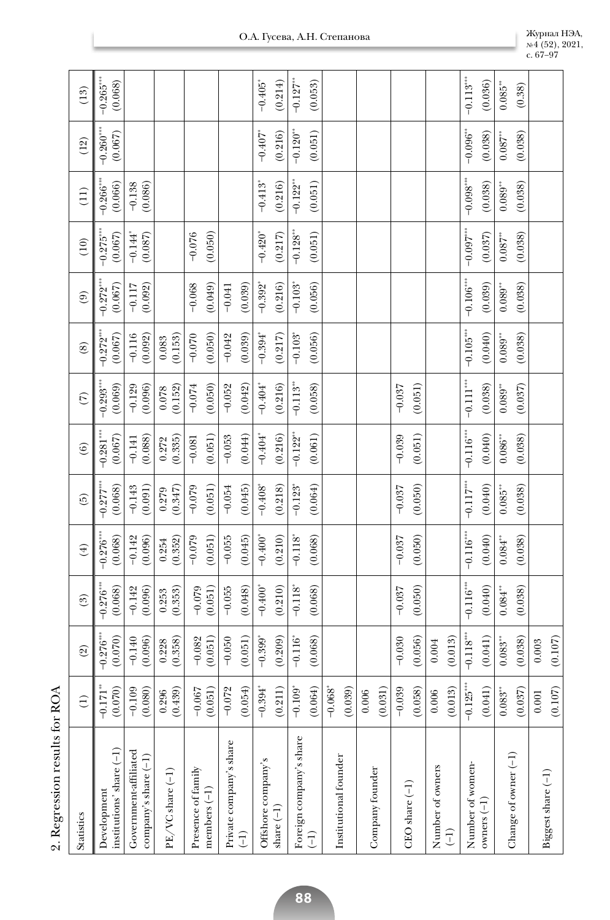2. Regression results for ROA

| Statistics | (1) | (2) | (3) | (4) | (5) | (6) | (7) | (8) | (9) | (10) | (11) | (12) | (13) |
|---|---|---|---|---|---|---|---|---|---|---|---|---|---|
| Development institutions' share (−1) | −0.171** (0.070) | −0.276*** (0.070) | −0.276*** (0.068) | −0.276*** (0.068) | −0.277*** (0.068) | −0.281*** (0.067) | −0.293*** (0.069) | −0.272*** (0.067) | −0.272*** (0.067) | −0.275*** (0.067) | −0.266*** (0.066) | −0.260*** (0.067) | −0.265*** (0.068) |
| Government-affiliated company's share (−1) | −0.109 (0.080) | −0.140 (0.096) | −0.142 (0.096) | −0.142 (0.096) | −0.143 (0.091) | −0.141 (0.088) | −0.129 (0.096) | −0.116 (0.092) | −0.117 (0.092) | −0.144* (0.087) | −0.138 (0.086) | | |
| PE/VC share (−1) | 0.296 (0.439) | 0.228 (0.358) | 0.253 (0.353) | 0.254 (0.352) | 0.279 (0.347) | 0.272 (0.335) | 0.078 (0.152) | 0.083 (0.153) | | | | | |
| Presence of family members (−1) | −0.067 (0.051) | −0.082 (0.051) | −0.079 (0.051) | −0.079 (0.051) | −0.079 (0.051) | −0.081 (0.051) | −0.074 (0.050) | −0.070 (0.050) | −0.068 (0.049) | −0.076 (0.050) | | | |
| Private company's share (−1) | −0.072 (0.054) | −0.050 (0.051) | −0.055 (0.048) | −0.055 (0.045) | −0.054 (0.045) | −0.053 (0.044) | −0.052 (0.042) | −0.042 (0.039) | −0.041 (0.039) | | | | |
| Offshore company's share (−1) | −0.394* (0.211) | −0.399* (0.209) | −0.400* (0.210) | −0.400* (0.210) | −0.408* (0.218) | −0.404* (0.216) | −0.404* (0.216) | −0.394* (0.217) | −0.392* (0.216) | −0.420* (0.217) | −0.413* (0.216) | −0.407* (0.216) | −0.405* (0.214) |
| Foreign company's share (−1) | −0.109* (0.064) | −0.116* (0.068) | −0.118* (0.068) | −0.118* (0.068) | −0.123* (0.064) | −0.122** (0.061) | −0.113** (0.058) | −0.103* (0.056) | −0.103* (0.056) | −0.128** (0.051) | −0.122** (0.051) | −0.120** (0.051) | −0.127** (0.053) |
| Institutional founder | −0.068* (0.039) | | | | | | | | | | | | |
| Company founder | 0.006 (0.031) | | | | | | | | | | | | |
| CEO share (−1) | −0.039 (0.058) | −0.030 (0.056) | −0.037 (0.050) | −0.037 (0.050) | −0.037 (0.050) | −0.039 (0.051) | −0.037 (0.051) | | | | | | |
| Number of owners (−1) | 0.006 (0.013) | 0.004 (0.013) | | | | | | | | | | | |
| Number of women-owners (−1) | −0.125*** (0.041) | −0.118*** (0.041) | −0.116*** (0.040) | −0.116*** (0.040) | −0.117*** (0.040) | −0.116*** (0.040) | −0.111*** (0.038) | −0.105*** (0.040) | −0.106*** (0.039) | −0.097*** (0.037) | −0.098*** (0.038) | −0.096** (0.038) | −0.113*** (0.036) |
| Change of owner (−1) | 0.083** (0.037) | 0.083** (0.038) | 0.084** (0.038) | 0.084** (0.038) | 0.085** (0.038) | 0.086** (0.038) | 0.089** (0.037) | 0.089** (0.038) | 0.089** (0.038) | 0.087** (0.038) | 0.089** (0.038) | 0.087** (0.038) | 0.085** (0.38) |
| Biggest share (−1) | 0.001 (0.107) | 0.003 (0.107) | | | | | | | | | | | |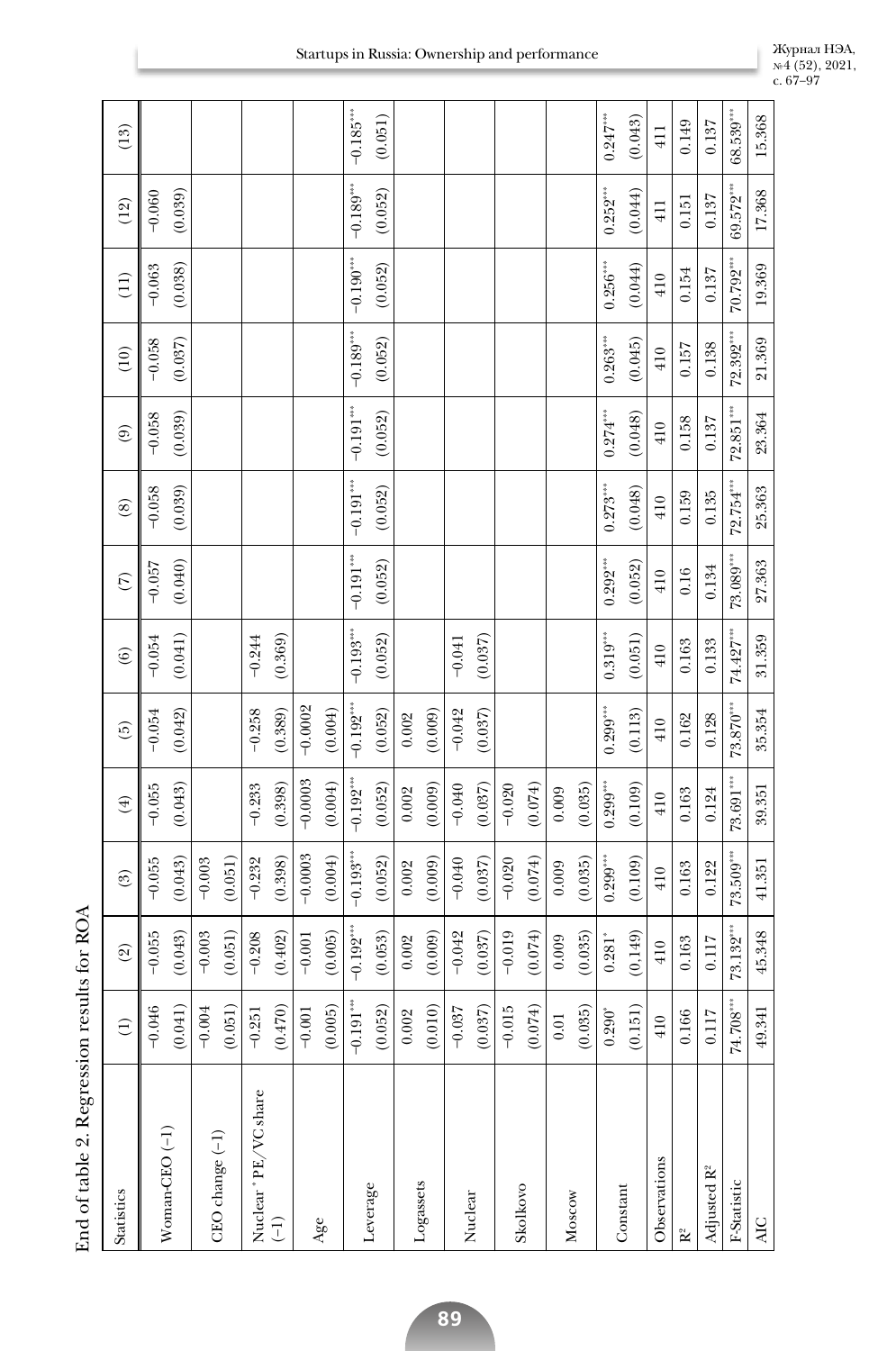End of table 2. Regression results for ROA

| Statistics | (1) | (2) | (3) | (4) | (5) | (6) | (7) | (8) | (9) | (10) | (11) | (12) | (13) |
|---|---|---|---|---|---|---|---|---|---|---|---|---|---|
| Woman-CEO (−1) | −0.046 | −0.055 | −0.055 | −0.055 | −0.054 | −0.054 | −0.057 | −0.058 | −0.058 | −0.058 | −0.063 | −0.060 | |
| | (0.041) | (0.043) | (0.043) | (0.043) | (0.042) | (0.041) | (0.040) | (0.039) | (0.039) | (0.037) | (0.038) | (0.039) | |
| CEO change (−1) | −0.004 | −0.003 | −0.003 | | | | | | | | | | |
| | (0.051) | (0.051) | (0.051) | | | | | | | | | | |
| Nuclear * PE/VC share (−1) | −0.251 | −0.208 | −0.232 | −0.233 | −0.258 | −0.244 | | | | | | | |
| | (0.470) | (0.402) | (0.398) | (0.398) | (0.389) | (0.369) | | | | | | | |
| Age | −0.001 | −0.001 | −0.0003 | −0.0003 | −0.0002 | | | | | | | | |
| | (0.005) | (0.005) | (0.004) | (0.004) | (0.004) | | | | | | | | |
| Leverage | −0.191*** | −0.192*** | −0.193*** | −0.192*** | −0.192*** | −0.193*** | −0.191*** | −0.191*** | −0.191*** | −0.189*** | −0.190*** | −0.189*** | −0.185*** |
| | (0.052) | (0.053) | (0.052) | (0.052) | (0.052) | (0.052) | (0.052) | (0.052) | (0.052) | (0.052) | (0.052) | (0.052) | (0.051) |
| Logassets | 0.002 | 0.002 | 0.002 | 0.002 | 0.002 | | | | | | | | |
| | (0.010) | (0.009) | (0.009) | (0.009) | (0.009) | | | | | | | | |
| Nuclear | −0.037 | −0.042 | −0.040 | −0.040 | −0.042 | −0.041 | | | | | | | |
| | (0.037) | (0.037) | (0.037) | (0.037) | (0.037) | (0.037) | | | | | | | |
| Skolkovo | −0.015 | −0.019 | −0.020 | −0.020 | | | | | | | | | |
| | (0.074) | (0.074) | (0.074) | (0.074) | | | | | | | | | |
| Moscow | 0.01 | 0.009 | 0.009 | 0.009 | | | | | | | | | |
| | (0.035) | (0.035) | (0.035) | (0.035) | | | | | | | | | |
| Constant | 0.290* | 0.281* | 0.299*** | 0.299*** | 0.299*** | 0.319*** | 0.292*** | 0.273*** | 0.274*** | 0.263*** | 0.256*** | 0.252*** | 0.247*** |
| | (0.151) | (0.149) | (0.109) | (0.109) | (0.113) | (0.051) | (0.052) | (0.048) | (0.048) | (0.045) | (0.044) | (0.044) | (0.043) |
| Observations | 410 | 410 | 410 | 410 | 410 | 410 | 410 | 410 | 410 | 410 | 410 | 411 | 411 |
| $R^2$ | 0.166 | 0.163 | 0.163 | 0.163 | 0.162 | 0.163 | 0.16 | 0.159 | 0.158 | 0.157 | 0.154 | 0.151 | 0.149 |
| Adjusted $R^2$ | 0.117 | 0.117 | 0.122 | 0.124 | 0.128 | 0.133 | 0.134 | 0.135 | 0.137 | 0.138 | 0.137 | 0.137 | 0.137 |
| F-Statistic | 74.708*** | 73.132*** | 73.509*** | 73.691*** | 73.870*** | 74.427*** | 73.089*** | 72.754*** | 72.851*** | 72.392*** | 70.792*** | 69.572*** | 68.539*** |
| AIC | 49.341 | 45.348 | 41.351 | 39.351 | 35.354 | 31.359 | 27.363 | 25.363 | 23.364 | 21.369 | 19.369 | 17.368 | 15.368 |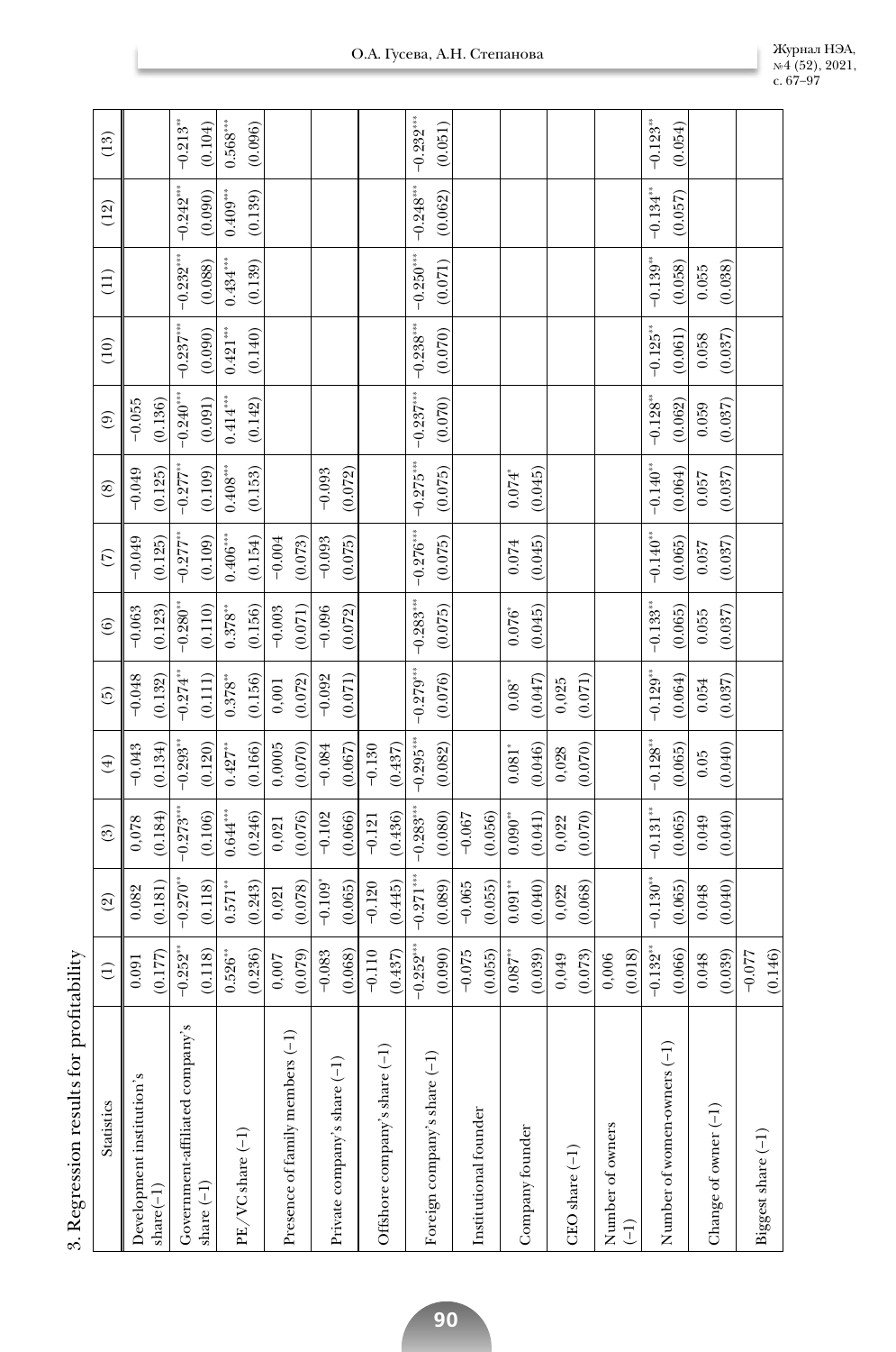3. Regression results for profitability

| Statistics | (1) | (2) | (3) | (4) | (5) | (6) | (7) | (8) | (9) | (10) | (11) | (12) | (13) |
|---|---|---|---|---|---|---|---|---|---|---|---|---|---|
| Development institution's share(−1) | 0.091 | 0.082 | 0,078 | −0.043 | −0.048 | −0.063 | −0.049 | −0.049 | −0.055 | | | | |
| | (0.177) | (0.181) | (0.184) | (0.134) | (0.132) | (0.123) | (0.125) | (0.125) | (0.136) | | | | |
| Government-affiliated company's share (−1) | −0.252** | −0.270** | −0.273*** | −0.293** | −0.274** | −0.280** | −0.277** | −0.277** | −0.240*** | −0.237*** | −0.232*** | −0.242*** | −0.213** |
| | (0.118) | (0.118) | (0.106) | (0.120) | (0.111) | (0.110) | (0.109) | (0.109) | (0.091) | (0.090) | (0.088) | (0.090) | (0.104) |
| PE/VC share (−1) | 0.526** | 0.571** | 0.644*** | 0.427** | 0.378** | 0.378** | 0.406*** | 0.408*** | 0.414*** | 0.421*** | 0.434*** | 0.409*** | 0.568*** |
| | (0.236) | (0.243) | (0.246) | (0.166) | (0.156) | (0.156) | (0.154) | (0.153) | (0.142) | (0.140) | (0.139) | (0.139) | (0.096) |
| Presence of family members (−1) | 0,007 | 0,021 | 0,021 | 0,0005 | 0,001 | −0.003 | −0.004 | | | | | | |
| | (0.079) | (0.078) | (0.076) | (0.070) | (0.072) | (0.071) | (0.073) | | | | | | |
| Private company's share (−1) | −0.083 | −0.109* | −0.102 | −0.084 | −0.092 | −0.096 | −0.093 | −0.093 | | | | | |
| | (0.068) | (0.065) | (0.066) | (0.067) | (0.071) | (0.072) | (0.075) | (0.072) | | | | | |
| Offshore company's share (−1) | −0.110 | −0.120 | −0.121 | −0.130 | | | | | | | | | |
| | (0.437) | (0.445) | (0.436) | (0.437) | | | | | | | | | |
| Foreign company's share (−1) | −0.252*** | −0.271*** | −0.283*** | −0.295*** | −0.279*** | −0.283*** | −0.276*** | −0.275*** | −0.237*** | −0.238*** | −0.250*** | −0.248*** | −0.232*** |
| | (0.090) | (0.089) | (0.080) | (0.082) | (0.076) | (0.075) | (0.075) | (0.075) | (0.070) | (0.070) | (0.071) | (0.062) | (0.051) |
| Institutional founder | −0.075 | −0.065 | −0.067 | | | | | | | | | | |
| | (0.055) | (0.055) | (0.056) | | | | | | | | | | |
| Company founder | 0.087** | 0.091** | 0.090** | 0.081* | 0.08* | 0.076* | 0.074 | 0.074* | | | | | |
| | (0.039) | (0.040) | (0.041) | (0.046) | (0.047) | (0.045) | (0.045) | (0.045) | | | | | |
| CEO share (−1) | 0.049 | 0.022 | 0,022 | 0,028 | 0,025 | | | | | | | | |
| | (0.073) | (0.068) | (0.070) | (0.070) | (0.071) | | | | | | | | |
| Number of owners (−1) | 0,006 | | | | | | | | | | | | |
| | (0.018) | | | | | | | | | | | | |
| Number of women-owners (−1) | −0.132** | −0.130** | −0.131** | −0.128** | −0.129** | −0.133** | −0.140** | −0.140** | −0.128** | −0.125** | −0.139** | −0.134** | −0.123** |
| | (0.066) | (0.065) | (0.065) | (0.065) | (0.064) | (0.065) | (0.065) | (0.064) | (0.062) | (0.061) | (0.058) | (0.057) | (0.054) |
| Change of owner (−1) | 0.048 | 0.048 | 0.049 | 0.05 | 0.054 | 0.055 | 0.057 | 0.057 | 0.059 | 0.058 | 0.055 | | |
| | (0.039) | (0.040) | (0.040) | (0.040) | (0.037) | (0.037) | (0.037) | (0.037) | (0.037) | (0.037) | (0.038) | | |
| Biggest share (−1) | −0.077 | | | | | | | | | | | | |
| | (0.146) | | | | | | | | | | | | |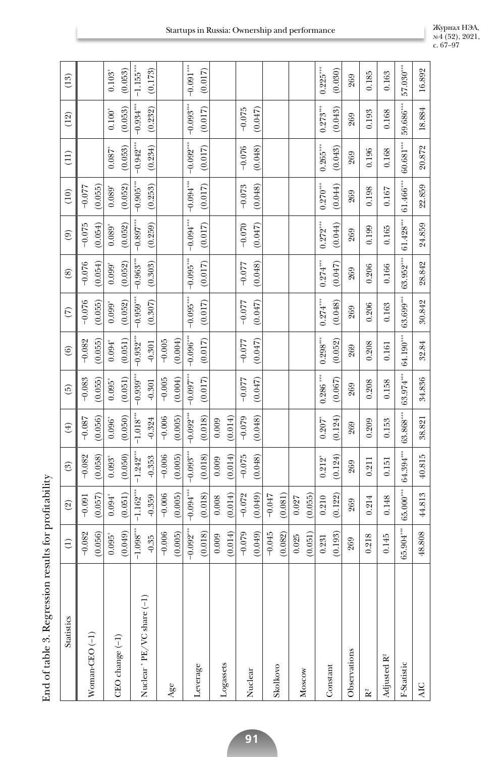End of table 3. Regression results for profitability

| Statistics | (1) | (2) | (3) | (4) | (5) | (6) | (7) | (8) | (9) | (10) | (11) | (12) | (13) |
|---|---|---|---|---|---|---|---|---|---|---|---|---|---|
| Woman-CEO (–1) | –0.082 | –0.091 | –0.082 | –0.087 | –0.083 | –0.082 | –0.076 | –0.076 | –0.075 | –0.077 | | | |
| | (0.056) | (0.057) | (0.058) | (0.056) | (0.055) | (0.055) | (0.055) | (0.054) | (0.054) | (0.055) | | | |
| CEO change (–1) | 0.095* | 0.094* | 0.093* | 0.096* | 0.095* | 0.094* | 0.099* | 0.099* | 0.089* | 0.089* | 0.087* | 0.100* | 0.103* |
| | (0.049) | (0.051) | (0.050) | (0.050) | (0.051) | (0.051) | (0.052) | (0.052) | (0.052) | (0.052) | (0.053) | (0.053) | (0.053) |
| Nuclear * PE/VC share (–1) | –1.098*** | –1.162*** | –1.242*** | –1.018*** | –0.939*** | –0.932*** | –0.959*** | –0.963*** | –0.897*** | –0.905*** | –0.942*** | –0.934*** | –1.155*** |
| | -0.35 | -0.359 | -0.353 | -0.324 | -0.301 | -0.301 | (0.307) | (0.303) | (0.259) | (0.253) | (0.234) | (0.232) | (0.173) |
| Age | –0.006 | –0.006 | –0.006 | –0.006 | –0.005 | –0.005 | | | | | | | |
| | (0.005) | (0.005) | (0.005) | (0.005) | (0.004) | (0.004) | | | | | | | |
| Leverage | –0.092*** | –0.094*** | –0.093*** | –0.092*** | –0.097*** | –0.096*** | –0.095*** | –0.095*** | –0.094*** | –0.094*** | –0.092*** | –0.093*** | –0.091*** |
| | (0.018) | (0.018) | (0.018) | (0.018) | (0.017) | (0.017) | (0.017) | (0.017) | (0.017) | (0.017) | (0.017) | (0.017) | (0.017) |
| Logassets | 0.009 | 0.008 | 0.009 | 0.009 | | | | | | | | | |
| | (0.014) | (0.014) | (0.014) | (0.014) | | | | | | | | | |
| Nuclear | –0.079 | –0.072 | –0.075 | –0.079 | –0.077 | –0.077 | –0.077 | –0.077 | –0.070 | –0.073 | –0.076 | –0.075 | |
| | (0.049) | (0.049) | (0.048) | (0.048) | (0.047) | (0.047) | (0.047) | (0.048) | (0.047) | (0.048) | (0.048) | (0.047) | |
| Skolkovo | –0.045 | –0.047 | | | | | | | | | | | |
| | (0.082) | (0.081) | | | | | | | | | | | |
| Moscow | 0.025 | 0.027 | | | | | | | | | | | |
| | (0.051) | (0.055) | | | | | | | | | | | |
| Constant | 0.231 | 0.210 | 0.212* | 0.207* | 0.286*** | 0.298*** | 0.274*** | 0.274*** | 0.272*** | 0.270*** | 0.265*** | 0.273*** | 0.225*** |
| | (0.193) | (0.122) | (0.124) | (0.124) | (0.067) | (0.052) | (0.048) | (0.047) | (0.044) | (0.044) | (0.043) | (0.043) | (0.030) |
| Observations | 269 | 269 | 269 | 269 | 269 | 269 | 269 | 269 | 269 | 269 | 269 | 269 | 269 |
| $R^2$ | 0.218 | 0.214 | 0.211 | 0.209 | 0.208 | 0.208 | 0.206 | 0.206 | 0.199 | 0.198 | 0.196 | 0.193 | 0.185 |
| Adjusted $R^2$ | 0.145 | 0.148 | 0.151 | 0.153 | 0.158 | 0.161 | 0.163 | 0.166 | 0.165 | 0.167 | 0.168 | 0.168 | 0.163 |
| F-Statistic | 65.904*** | 65.000*** | 64.394*** | 63.868*** | 63.974*** | 64.190*** | 63.699*** | 63.952*** | 61.428*** | 61.466*** | 60.681*** | 59.686*** | 57.030*** |
| AIC | 48.808 | 44.813 | 40.815 | 38.821 | 34.836 | 32.84 | 30.842 | 28.842 | 24.859 | 22.859 | 20.872 | 18.884 | 16.892 |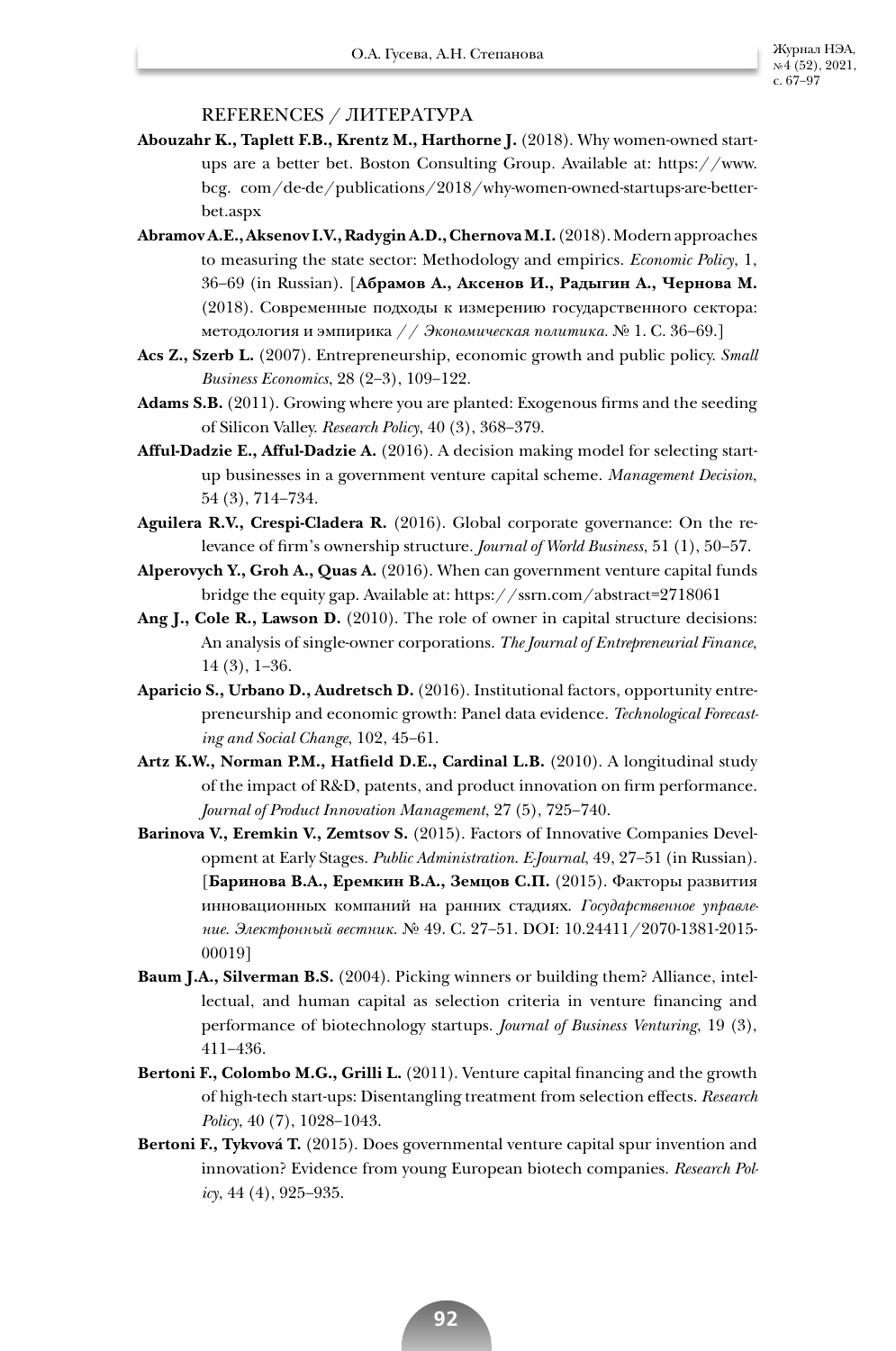REFERENCES / ЛИТЕРАТУРА

**Abouzahr K., Taplett F.B., Krentz M., Harthorne J.** (2018). Why women-owned startups are a better bet. Boston Consulting Group. Available at: https://www.bcg. com/de-de/publications/2018/why-women-owned-startups-are-better-bet.aspx

**Abramov A.E., Aksenov I.V., Radygin A.D., Chernova M.I.** (2018). Modern approaches to measuring the state sector: Methodology and empirics. *Economic Policy*, 1, 36–69 (in Russian). [**Абрамов А., Аксенов И., Радыгин А., Чернова М.** (2018). Современные подходы к измерению государственного сектора: методология и эмпирика // *Экономическая политика*. № 1. С. 36–69.]

**Acs Z., Szerb L.** (2007). Entrepreneurship, economic growth and public policy. *Small Business Economics*, 28 (2–3), 109–122.

**Adams S.B.** (2011). Growing where you are planted: Exogenous firms and the seeding of Silicon Valley. *Research Policy*, 40 (3), 368–379.

**Afful-Dadzie E., Afful-Dadzie A.** (2016). A decision making model for selecting startup businesses in a government venture capital scheme. *Management Decision*, 54 (3), 714–734.

**Aguilera R.V., Crespi-Cladera R.** (2016). Global corporate governance: On the relevance of firm's ownership structure. *Journal of World Business*, 51 (1), 50–57.

**Alperovych Y., Groh A., Quas A.** (2016). When can government venture capital funds bridge the equity gap. Available at: https://ssrn.com/abstract=2718061

**Ang J., Cole R., Lawson D.** (2010). The role of owner in capital structure decisions: An analysis of single-owner corporations. *The Journal of Entrepreneurial Finance*, 14 (3), 1–36.

**Aparicio S., Urbano D., Audretsch D.** (2016). Institutional factors, opportunity entrepreneurship and economic growth: Panel data evidence. *Technological Forecasting and Social Change*, 102, 45–61.

**Artz K.W., Norman P.M., Hatfield D.E., Cardinal L.B.** (2010). A longitudinal study of the impact of R&D, patents, and product innovation on firm performance. *Journal of Product Innovation Management*, 27 (5), 725–740.

**Barinova V., Eremkin V., Zemtsov S.** (2015). Factors of Innovative Companies Development at Early Stages. *Public Administration. E-Journal*, 49, 27–51 (in Russian). [**Баринова В.А., Еремкин В.А., Земцов С.П.** (2015). Факторы развития инновационных компаний на ранних стадиях. *Государственное управление. Электронный вестник*. № 49. С. 27–51. DOI: 10.24411/2070-1381-2015-00019]

**Baum J.A., Silverman B.S.** (2004). Picking winners or building them? Alliance, intellectual, and human capital as selection criteria in venture financing and performance of biotechnology startups. *Journal of Business Venturing*, 19 (3), 411–436.

**Bertoni F., Colombo M.G., Grilli L.** (2011). Venture capital financing and the growth of high-tech start-ups: Disentangling treatment from selection effects. *Research Policy*, 40 (7), 1028–1043.

**Bertoni F., Tykvová T.** (2015). Does governmental venture capital spur invention and innovation? Evidence from young European biotech companies. *Research Policy*, 44 (4), 925–935.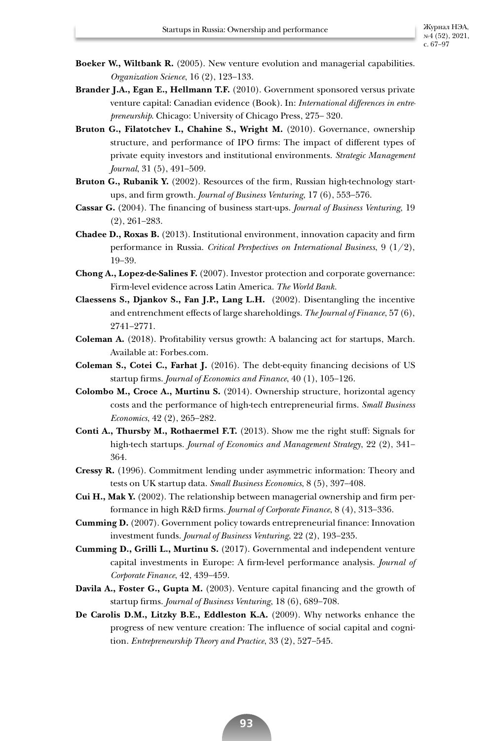**Boeker W., Wiltbank R.** (2005). New venture evolution and managerial capabilities. *Organization Science*, 16 (2), 123–133.

**Brander J.A., Egan E., Hellmann T.F.** (2010). Government sponsored versus private venture capital: Canadian evidence (Book). In: *International differences in entrepreneurship*. Chicago: University of Chicago Press, 275– 320.

**Bruton G., Filatotchev I., Chahine S., Wright M.** (2010). Governance, ownership structure, and performance of IPO firms: The impact of different types of private equity investors and institutional environments. *Strategic Management Journal*, 31 (5), 491–509.

**Bruton G., Rubanik Y.** (2002). Resources of the firm, Russian high-technology start-ups, and firm growth. *Journal of Business Venturing*, 17 (6), 553–576.

**Cassar G.** (2004). The financing of business start-ups. *Journal of Business Venturing*, 19 (2), 261–283.

**Chadee D., Roxas B.** (2013). Institutional environment, innovation capacity and firm performance in Russia. *Critical Perspectives on International Business*, 9 (1/2), 19–39.

**Chong A., Lopez-de-Salines F.** (2007). Investor protection and corporate governance: Firm-level evidence across Latin America. *The World Bank.*

**Claessens S., Djankov S., Fan J.P., Lang L.H.** (2002). Disentangling the incentive and entrenchment effects of large shareholdings. *The Journal of Finance*, 57 (6), 2741–2771.

**Coleman A.** (2018). Profitability versus growth: A balancing act for startups, March. Available at: Forbes.com.

**Coleman S., Cotei C., Farhat J.** (2016). The debt-equity financing decisions of US startup firms. *Journal of Economics and Finance*, 40 (1), 105–126.

**Colombo M., Croce A., Murtinu S.** (2014). Ownership structure, horizontal agency costs and the performance of high-tech entrepreneurial firms. *Small Business Economics*, 42 (2), 265–282.

**Conti A., Thursby M., Rothaermel F.T.** (2013). Show me the right stuff: Signals for high-tech startups. *Journal of Economics and Management Strategy*, 22 (2), 341–364.

**Cressy R.** (1996). Commitment lending under asymmetric information: Theory and tests on UK startup data. *Small Business Economics*, 8 (5), 397–408.

**Cui H., Mak Y.** (2002). The relationship between managerial ownership and firm performance in high R&D firms. *Journal of Corporate Finance*, 8 (4), 313–336.

**Cumming D.** (2007). Government policy towards entrepreneurial finance: Innovation investment funds. *Journal of Business Venturing*, 22 (2), 193–235.

**Cumming D., Grilli L., Murtinu S.** (2017). Governmental and independent venture capital investments in Europe: A firm-level performance analysis. *Journal of Corporate Finance*, 42, 439–459.

**Davila A., Foster G., Gupta M.** (2003). Venture capital financing and the growth of startup firms. *Journal of Business Venturing*, 18 (6), 689–708.

**De Carolis D.M., Litzky B.E., Eddleston K.A.** (2009). Why networks enhance the progress of new venture creation: The influence of social capital and cognition. *Entrepreneurship Theory and Practice*, 33 (2), 527–545.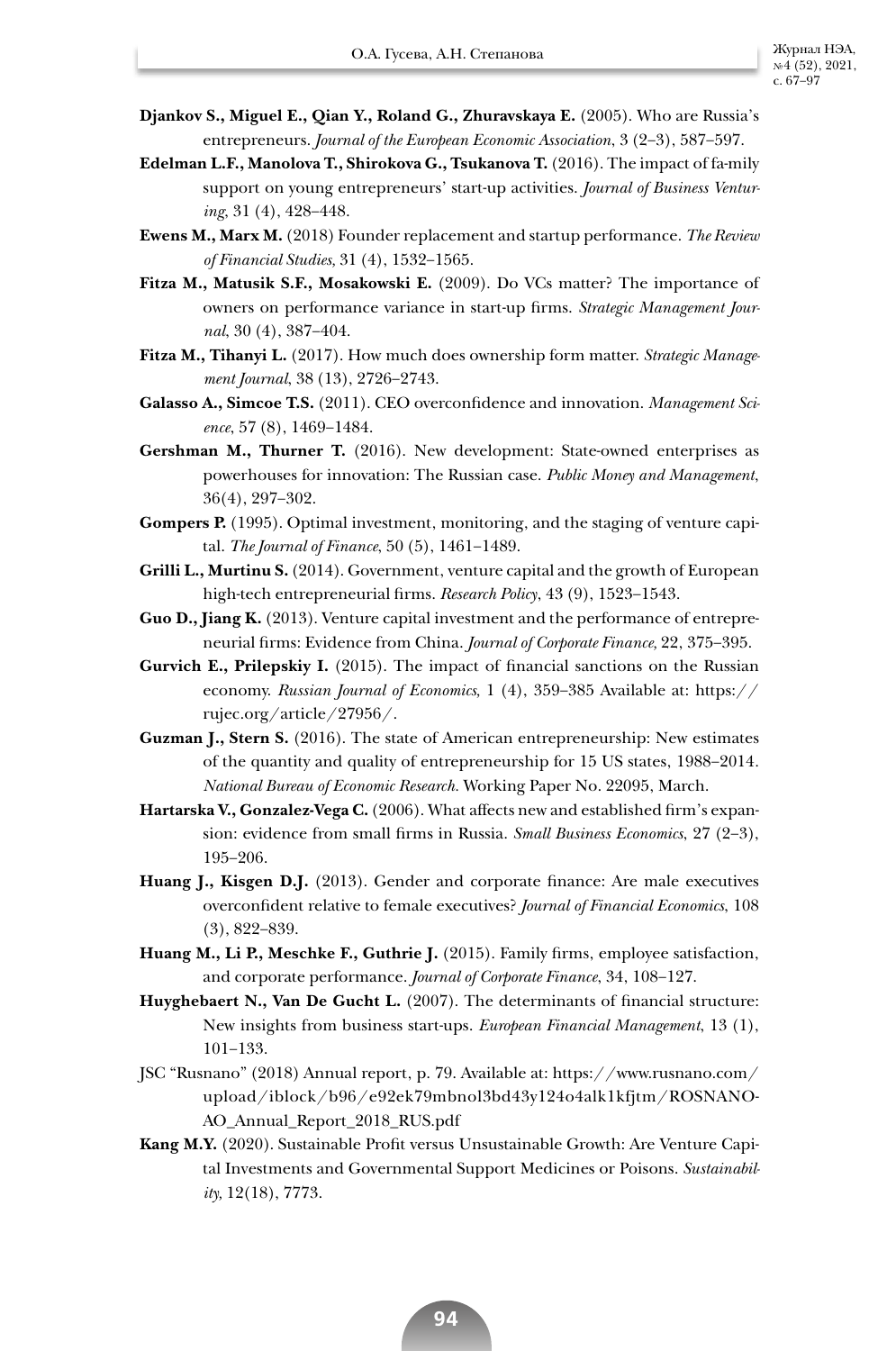**Djankov S., Miguel E., Qian Y., Roland G., Zhuravskaya E.** (2005). Who are Russia's entrepreneurs. *Journal of the European Economic Association*, 3 (2–3), 587–597.

**Edelman L.F., Manolova T., Shirokova G., Tsukanova T.** (2016). The impact of fa-mily support on young entrepreneurs' start-up activities. *Journal of Business Venturing*, 31 (4), 428–448.

**Ewens M., Marx M.** (2018) Founder replacement and startup performance. *The Review of Financial Studies,* 31 (4), 1532–1565.

**Fitza M., Matusik S.F., Mosakowski E.** (2009). Do VCs matter? The importance of owners on performance variance in start-up firms. *Strategic Management Journal*, 30 (4), 387–404.

**Fitza M., Tihanyi L.** (2017). How much does ownership form matter. *Strategic Management Journal*, 38 (13), 2726–2743.

**Galasso A., Simcoe T.S.** (2011). CEO overconfidence and innovation. *Management Science*, 57 (8), 1469–1484.

**Gershman M., Thurner T.** (2016). New development: State-owned enterprises as powerhouses for innovation: The Russian case. *Public Money and Management*, 36(4), 297–302.

**Gompers P.** (1995). Optimal investment, monitoring, and the staging of venture capital. *The Journal of Finance*, 50 (5), 1461–1489.

**Grilli L., Murtinu S.** (2014). Government, venture capital and the growth of European high-tech entrepreneurial firms. *Research Policy*, 43 (9), 1523–1543.

**Guo D., Jiang K.** (2013). Venture capital investment and the performance of entrepreneurial firms: Evidence from China. *Journal of Corporate Finance,* 22, 375–395.

**Gurvich E., Prilepskiy I.** (2015). The impact of financial sanctions on the Russian economy. *Russian Journal of Economics,* 1 (4), 359–385 Available at: https://rujec.org/article/27956/.

**Guzman J., Stern S.** (2016). The state of American entrepreneurship: New estimates of the quantity and quality of entrepreneurship for 15 US states, 1988–2014. *National Bureau of Economic Research.* Working Paper No. 22095, March.

**Hartarska V., Gonzalez-Vega C.** (2006). What affects new and established firm's expansion: evidence from small firms in Russia. *Small Business Economics*, 27 (2–3), 195–206.

**Huang J., Kisgen D.J.** (2013). Gender and corporate finance: Are male executives overconfident relative to female executives? *Journal of Financial Economics*, 108 (3), 822–839.

**Huang M., Li P., Meschke F., Guthrie J.** (2015). Family firms, employee satisfaction, and corporate performance. *Journal of Corporate Finance*, 34, 108–127.

**Huyghebaert N., Van De Gucht L.** (2007). The determinants of financial structure: New insights from business start-ups. *European Financial Management*, 13 (1), 101–133.

JSC "Rusnano" (2018) Annual report, p. 79. Available at: https://www.rusnano.com/upload/iblock/b96/e92ek79mbnol3bd43y124o4alk1kfjtm/ROSNANO-AO_Annual_Report_2018_RUS.pdf

**Kang M.Y.** (2020). Sustainable Profit versus Unsustainable Growth: Are Venture Capital Investments and Governmental Support Medicines or Poisons. *Sustainability,* 12(18), 7773.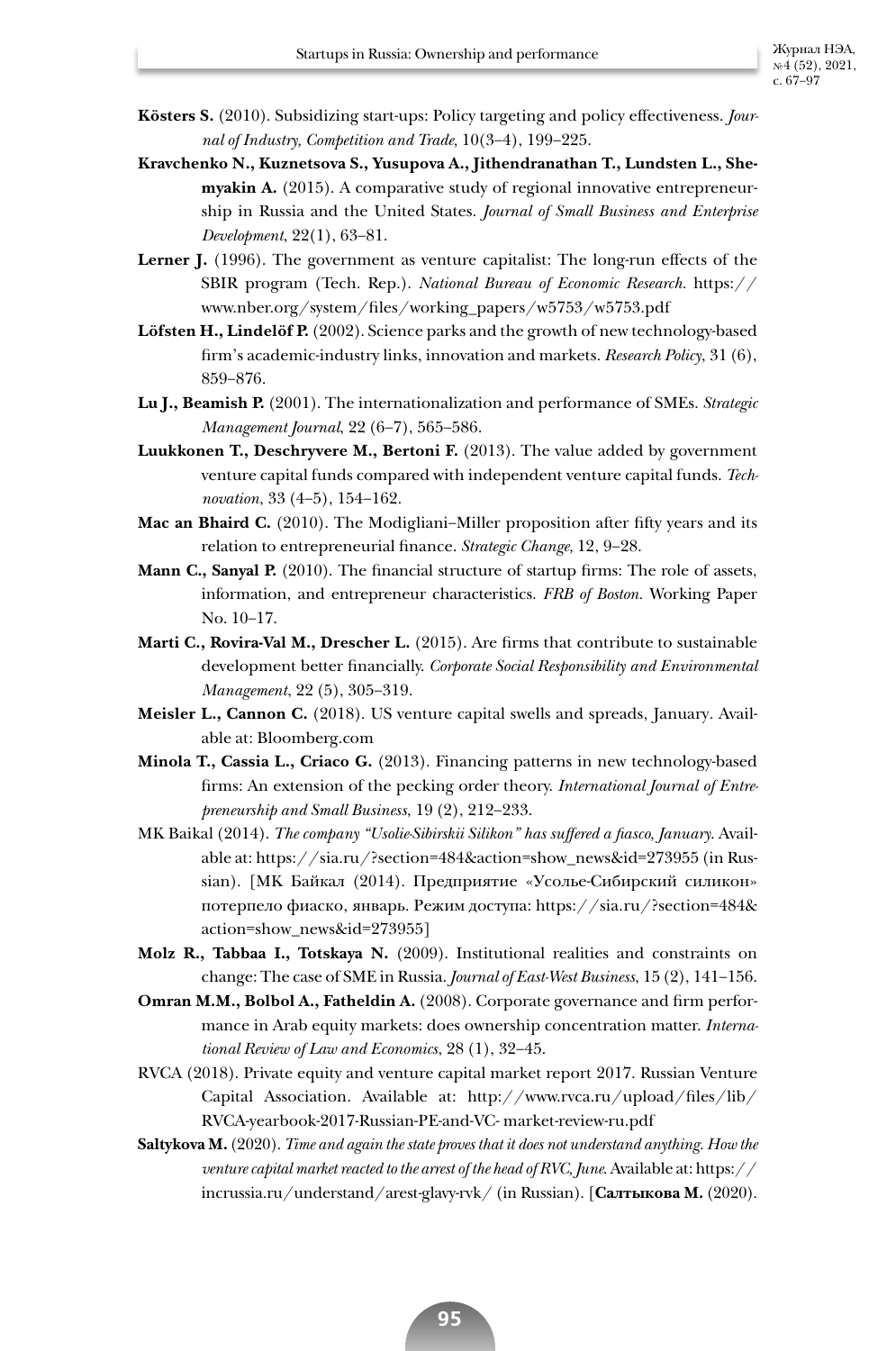**Kösters S.** (2010). Subsidizing start-ups: Policy targeting and policy effectiveness. *Journal of Industry, Competition and Trade,* 10(3–4), 199–225.

**Kravchenko N., Kuznetsova S., Yusupova A., Jithendranathan T., Lundsten L., Shemyakin A.** (2015). A comparative study of regional innovative entrepreneurship in Russia and the United States. *Journal of Small Business and Enterprise Development*, 22(1), 63–81.

**Lerner J.** (1996). The government as venture capitalist: The long-run effects of the SBIR program (Tech. Rep.). *National Bureau of Economic Research*. https://www.nber.org/system/files/working_papers/w5753/w5753.pdf

**Löfsten H., Lindelöf P.** (2002). Science parks and the growth of new technology-based firm's academic-industry links, innovation and markets. *Research Policy*, 31 (6), 859–876.

**Lu J., Beamish P.** (2001). The internationalization and performance of SMEs. *Strategic Management Journal*, 22 (6–7), 565–586.

**Luukkonen T., Deschryvere M., Bertoni F.** (2013). The value added by government venture capital funds compared with independent venture capital funds. *Technovation*, 33 (4–5), 154–162.

**Mac an Bhaird C.** (2010). The Modigliani–Miller proposition after fifty years and its relation to entrepreneurial finance. *Strategic Change,* 12, 9–28.

**Mann C., Sanyal P.** (2010). The financial structure of startup firms: The role of assets, information, and entrepreneur characteristics. *FRB of Boston*. Working Paper No. 10–17.

**Marti C., Rovira-Val M., Drescher L.** (2015). Are firms that contribute to sustainable development better financially. *Corporate Social Responsibility and Environmental Management*, 22 (5), 305–319.

**Meisler L., Cannon C.** (2018). US venture capital swells and spreads, January. Available at: Bloomberg.com

**Minola T., Cassia L., Criaco G.** (2013). Financing patterns in new technology-based firms: An extension of the pecking order theory. *International Journal of Entrepreneurship and Small Business*, 19 (2), 212–233.

MK Baikal (2014). *The company "Usolie-Sibirskii Silikon" has suffered a fiasco, January*. Available at: https://sia.ru/?section=484&action=show_news&id=273955 (in Russian). [MK Байкал (2014). Предприятие «Усолье-Сибирский силикон» потерпело фиаско, январь. Режим доступа: https://sia.ru/?section=484&action=show_news&id=273955]

**Molz R., Tabbaa I., Totskaya N.** (2009). Institutional realities and constraints on change: The case of SME in Russia. *Journal of East-West Business*, 15 (2), 141–156.

**Omran M.M., Bolbol A., Fatheldin A.** (2008). Corporate governance and firm performance in Arab equity markets: does ownership concentration matter. *International Review of Law and Economics*, 28 (1), 32–45.

RVCA (2018). Private equity and venture capital market report 2017. Russian Venture Capital Association. Available at: http://www.rvca.ru/upload/files/lib/RVCA-yearbook-2017-Russian-PE-and-VC- market-review-ru.pdf

**Saltykova M.** (2020). *Time and again the state proves that it does not understand anything. How the venture capital market reacted to the arrest of the head of RVC, June.* Available at: https://incrussia.ru/understand/arest-glavy-rvk/ (in Russian). [**Салтыкова М.** (2020).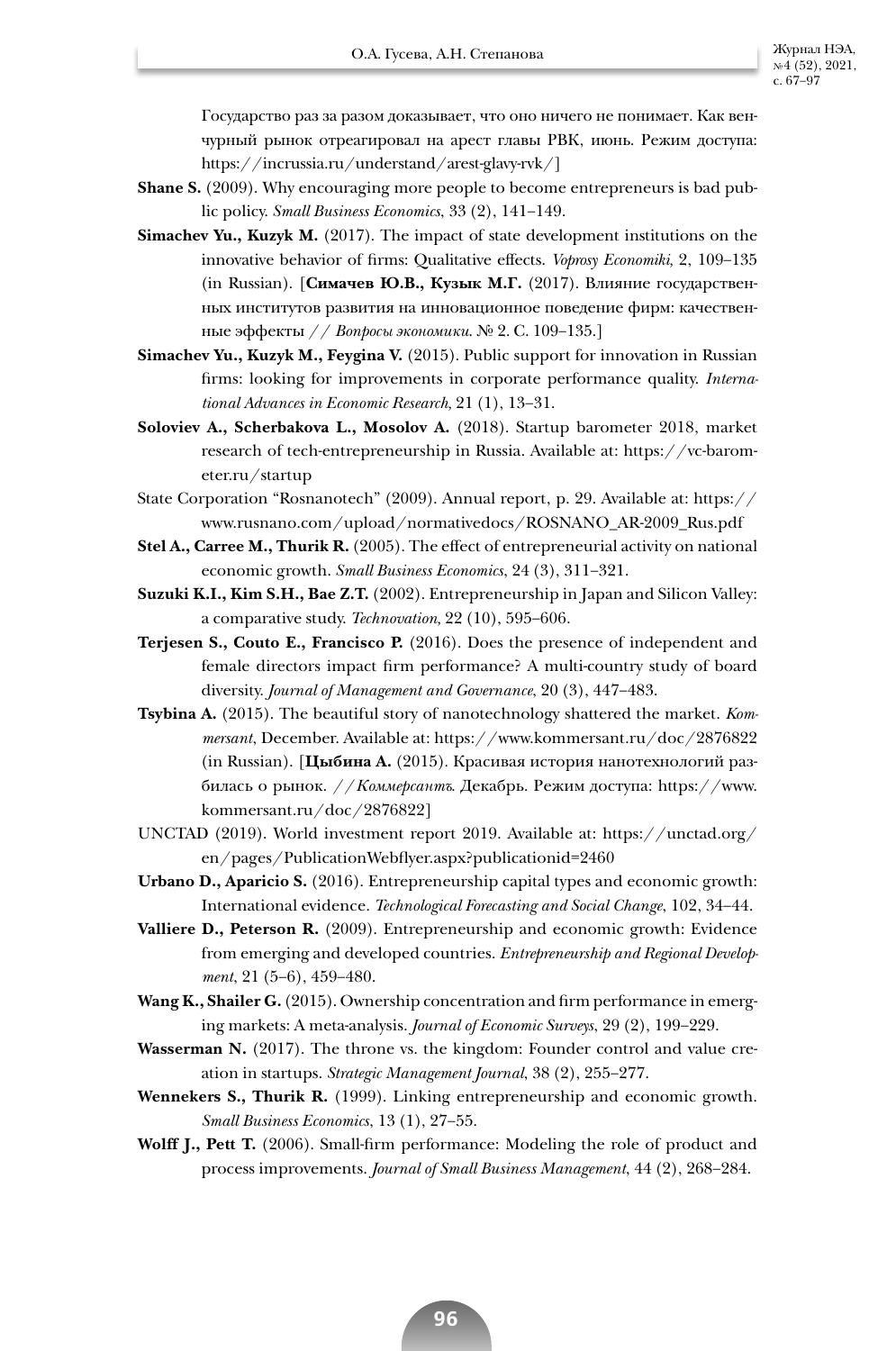Государство раз за разом доказывает, что оно ничего не понимает. Как венчурный рынок отреагировал на арест главы РВК, июнь. Режим доступа: https://incrussia.ru/understand/arest-glavy-rvk/]

**Shane S.** (2009). Why encouraging more people to become entrepreneurs is bad public policy. *Small Business Economics*, 33 (2), 141–149.

**Simachev Yu., Kuzyk M.** (2017). The impact of state development institutions on the innovative behavior of firms: Qualitative effects. *Voprosy Economiki*, 2, 109–135 (in Russian). [**Симачев Ю.В., Кузык М.Г.** (2017). Влияние государственных институтов развития на инновационное поведение фирм: качественные эффекты // *Вопросы экономики*. № 2. С. 109–135.]

**Simachev Yu., Kuzyk M., Feygina V.** (2015). Public support for innovation in Russian firms: looking for improvements in corporate performance quality. *International Advances in Economic Research*, 21 (1), 13–31.

**Soloviev A., Scherbakova L., Mosolov A.** (2018). Startup barometer 2018, market research of tech-entrepreneurship in Russia. Available at: https://vc-barometer.ru/startup

State Corporation "Rosnanotech" (2009). Annual report, p. 29. Available at: https://www.rusnano.com/upload/normativedocs/ROSNANO_AR-2009_Rus.pdf

**Stel A., Carree M., Thurik R.** (2005). The effect of entrepreneurial activity on national economic growth. *Small Business Economics*, 24 (3), 311–321.

**Suzuki K.I., Kim S.H., Bae Z.T.** (2002). Entrepreneurship in Japan and Silicon Valley: a comparative study. *Technovation*, 22 (10), 595–606.

**Terjesen S., Couto E., Francisco P.** (2016). Does the presence of independent and female directors impact firm performance? A multi-country study of board diversity. *Journal of Management and Governance*, 20 (3), 447–483.

**Tsybina A.** (2015). The beautiful story of nanotechnology shattered the market. *Kommersant*, December. Available at: https://www.kommersant.ru/doc/2876822 (in Russian). [**Цыбина А.** (2015). Красивая история нанотехнологий разбилась о рынок. *//Коммерсантъ*. Декабрь. Режим доступа: https://www.kommersant.ru/doc/2876822]

UNCTAD (2019). World investment report 2019. Available at: https://unctad.org/en/pages/PublicationWebflyer.aspx?publicationid=2460

**Urbano D., Aparicio S.** (2016). Entrepreneurship capital types and economic growth: International evidence. *Technological Forecasting and Social Change*, 102, 34–44.

**Valliere D., Peterson R.** (2009). Entrepreneurship and economic growth: Evidence from emerging and developed countries. *Entrepreneurship and Regional Development*, 21 (5–6), 459–480.

**Wang K., Shailer G.** (2015). Ownership concentration and firm performance in emerging markets: A meta-analysis. *Journal of Economic Surveys*, 29 (2), 199–229.

**Wasserman N.** (2017). The throne vs. the kingdom: Founder control and value creation in startups. *Strategic Management Journal*, 38 (2), 255–277.

**Wennekers S., Thurik R.** (1999). Linking entrepreneurship and economic growth. *Small Business Economics*, 13 (1), 27–55.

**Wolff J., Pett T.** (2006). Small-firm performance: Modeling the role of product and process improvements. *Journal of Small Business Management*, 44 (2), 268–284.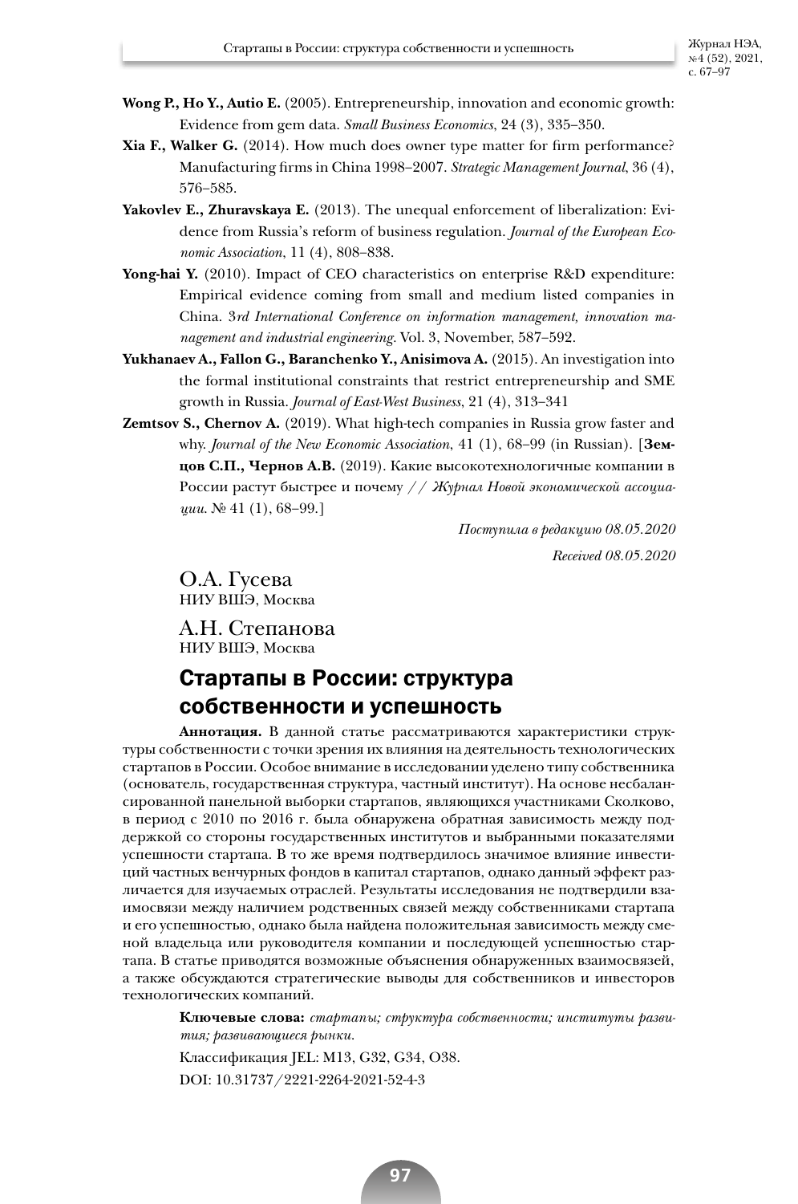**Wong P., Ho Y., Autio E.** (2005). Entrepreneurship, innovation and economic growth: Evidence from gem data. *Small Business Economics*, 24 (3), 335–350.

**Xia F., Walker G.** (2014). How much does owner type matter for firm performance? Manufacturing firms in China 1998–2007. *Strategic Management Journal*, 36 (4), 576–585.

**Yakovlev E., Zhuravskaya E.** (2013). The unequal enforcement of liberalization: Evidence from Russia's reform of business regulation. *Journal of the European Economic Association*, 11 (4), 808–838.

**Yong-hai Y.** (2010). Impact of CEO characteristics on enterprise R&D expenditure: Empirical evidence coming from small and medium listed companies in China. *3rd International Conference on information management, innovation management and industrial engineering*. Vol. 3, November, 587–592.

**Yukhanaev A., Fallon G., Baranchenko Y., Anisimova A.** (2015). An investigation into the formal institutional constraints that restrict entrepreneurship and SME growth in Russia. *Journal of East-West Business*, 21 (4), 313–341

**Zemtsov S., Chernov A.** (2019). What high-tech companies in Russia grow faster and why. *Journal of the New Economic Association*, 41 (1), 68–99 (in Russian). [**Земцов С.П., Чернов А.В.** (2019). Какие высокотехнологичные компании в России растут быстрее и почему // *Журнал Новой экономической ассоциации*. № 41 (1), 68–99.]

*Поступила в редакцию 08.05.2020*

*Received 08.05.2020*

О.А. Гусева
НИУ ВШЭ, Москва

А.Н. Степанова
НИУ ВШЭ, Москва

## Стартапы в России: структура собственности и успешность

**Аннотация.** В данной статье рассматриваются характеристики структуры собственности с точки зрения их влияния на деятельность технологических стартапов в России. Особое внимание в исследовании уделено типу собственника (основатель, государственная структура, частный институт). На основе несбалансированной панельной выборки стартапов, являющихся участниками Сколково, в период с 2010 по 2016 г. была обнаружена обратная зависимость между поддержкой со стороны государственных институтов и выбранными показателями успешности стартапа. В то же время подтвердилось значимое влияние инвестиций частных венчурных фондов в капитал стартапов, однако данный эффект различается для изучаемых отраслей. Результаты исследования не подтвердили взаимосвязи между наличием родственных связей между собственниками стартапа и его успешностью, однако была найдена положительная зависимость между сменой владельца или руководителя компании и последующей успешностью стартапа. В статье приводятся возможные объяснения обнаруженных взаимосвязей, а также обсуждаются стратегические выводы для собственников и инвесторов технологических компаний.

**Ключевые слова:** *стартапы; структура собственности; институты развития; развивающиеся рынки.*

Классификация JEL: M13, G32, G34, O38.

DOI: 10.31737/2221-2264-2021-52-4-3